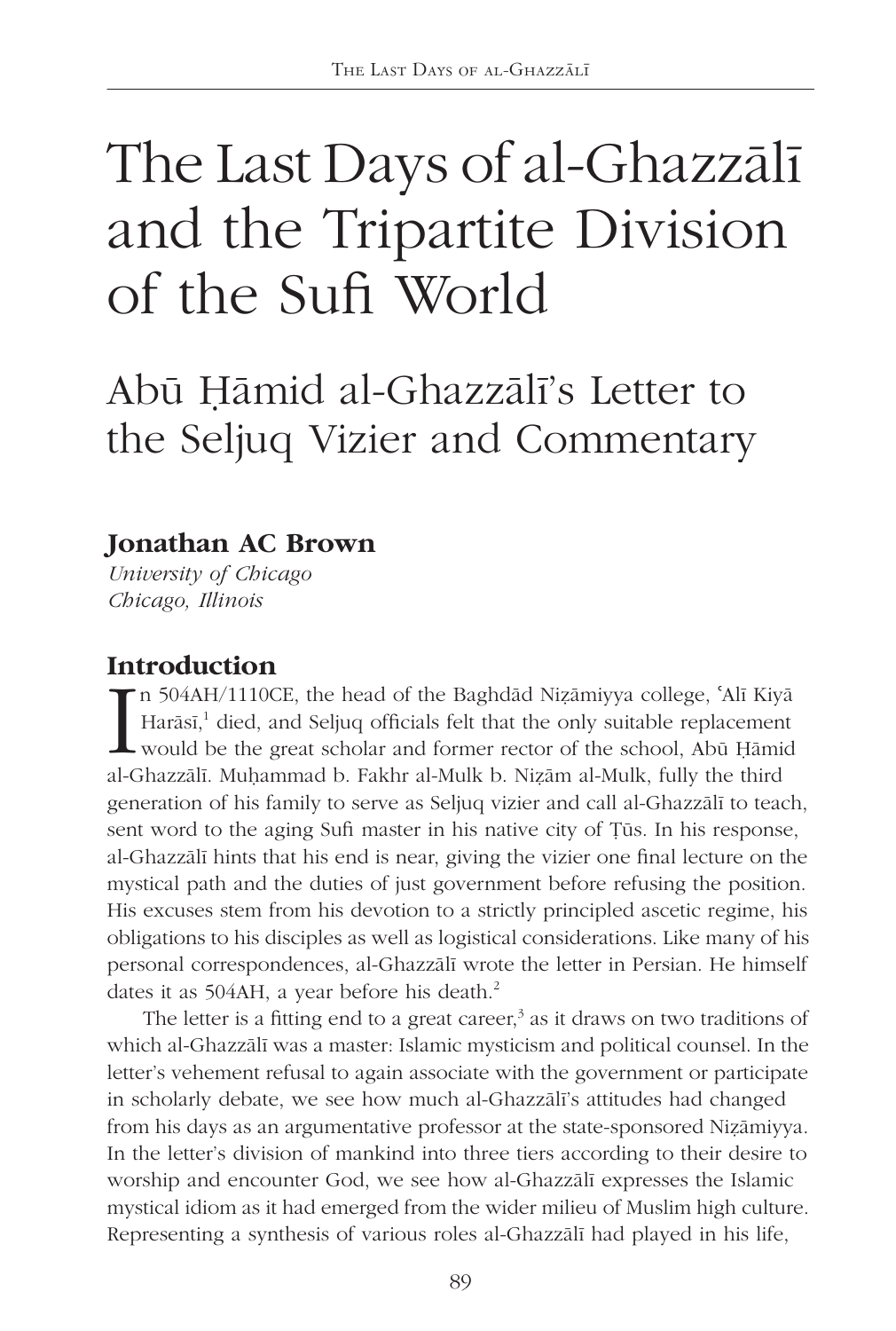# The Last Days of al-Ghazzālī and the Tripartite Division of the Sufi World

## Abū Ḥāmid al-Ghazzālī's Letter to the Seljuq Vizier and Commentary

**Jonathan AC Brown**
*University of Chicago*
*Chicago, Illinois*

### Introduction

In 504AH/1110CE, the head of the Baghdād Niẓāmiyya college, ʿAlī Kiyā Harāsī,[1] died, and Seljuq officials felt that the only suitable replacement would be the great scholar and former rector of the school, Abū Ḥāmid al-Ghazzālī. Muḥammad b. Fakhr al-Mulk b. Niẓām al-Mulk, fully the third generation of his family to serve as Seljuq vizier and call al-Ghazzālī to teach, sent word to the aging Sufi master in his native city of Ṭūs. In his response, al-Ghazzālī hints that his end is near, giving the vizier one final lecture on the mystical path and the duties of just government before refusing the position. His excuses stem from his devotion to a strictly principled ascetic regime, his obligations to his disciples as well as logistical considerations. Like many of his personal correspondences, al-Ghazzālī wrote the letter in Persian. He himself dates it as 504AH, a year before his death.[2]

The letter is a fitting end to a great career,[3] as it draws on two traditions of which al-Ghazzālī was a master: Islamic mysticism and political counsel. In the letter's vehement refusal to again associate with the government or participate in scholarly debate, we see how much al-Ghazzālī's attitudes had changed from his days as an argumentative professor at the state-sponsored Niẓāmiyya. In the letter's division of mankind into three tiers according to their desire to worship and encounter God, we see how al-Ghazzālī expresses the Islamic mystical idiom as it had emerged from the wider milieu of Muslim high culture. Representing a synthesis of various roles al-Ghazzālī had played in his life,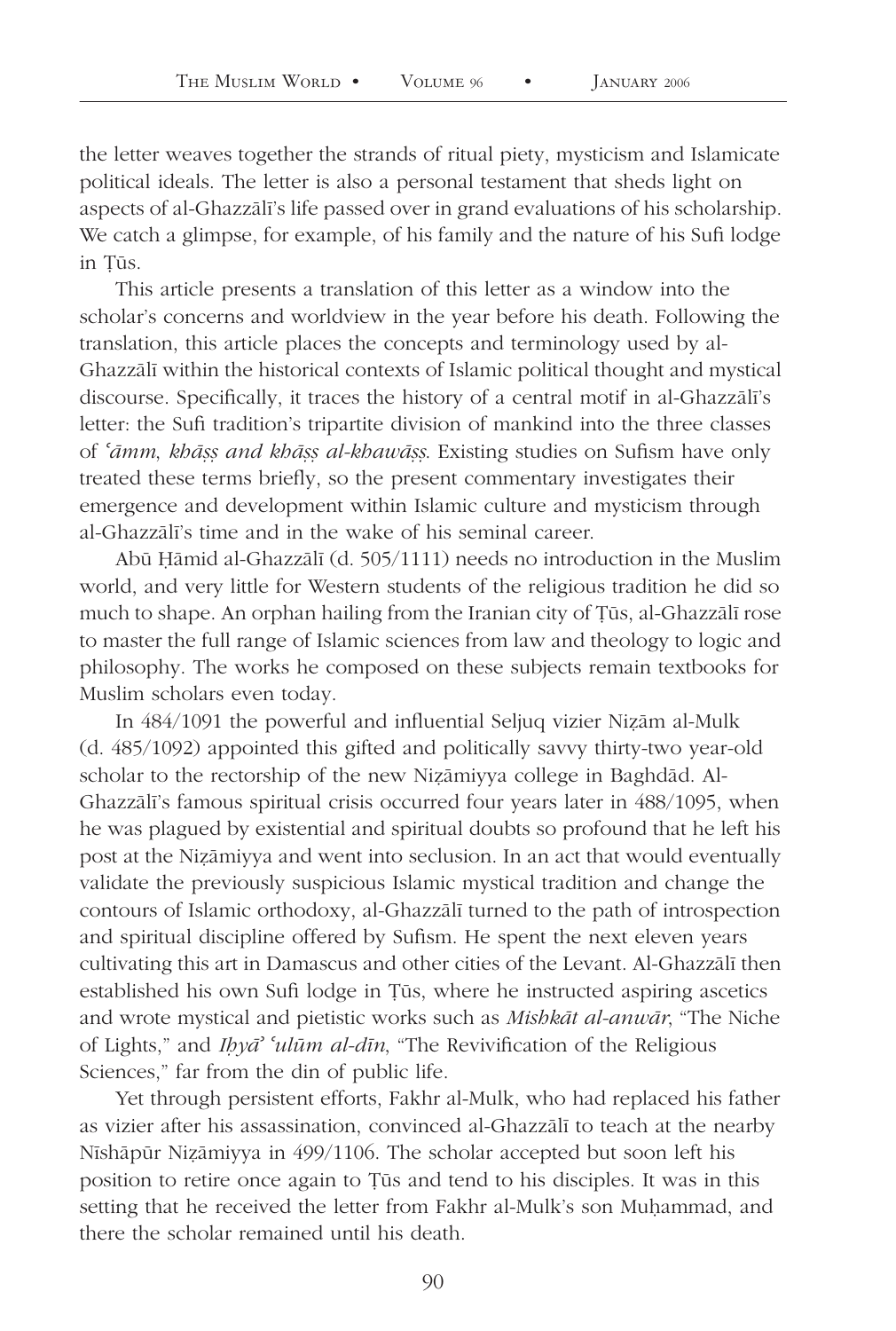the letter weaves together the strands of ritual piety, mysticism and Islamicate political ideals. The letter is also a personal testament that sheds light on aspects of al-Ghazzālī's life passed over in grand evaluations of his scholarship. We catch a glimpse, for example, of his family and the nature of his Sufi lodge in Ṭūs.

This article presents a translation of this letter as a window into the scholar's concerns and worldview in the year before his death. Following the translation, this article places the concepts and terminology used by al-Ghazzālī within the historical contexts of Islamic political thought and mystical discourse. Specifically, it traces the history of a central motif in al-Ghazzālī's letter: the Sufi tradition's tripartite division of mankind into the three classes of *ʿāmm, khāṣṣ and khāṣṣ al-khawāṣṣ*. Existing studies on Sufism have only treated these terms briefly, so the present commentary investigates their emergence and development within Islamic culture and mysticism through al-Ghazzālī's time and in the wake of his seminal career.

Abū Ḥāmid al-Ghazzālī (d. 505/1111) needs no introduction in the Muslim world, and very little for Western students of the religious tradition he did so much to shape. An orphan hailing from the Iranian city of Ṭūs, al-Ghazzālī rose to master the full range of Islamic sciences from law and theology to logic and philosophy. The works he composed on these subjects remain textbooks for Muslim scholars even today.

In 484/1091 the powerful and influential Seljuq vizier Niẓām al-Mulk (d. 485/1092) appointed this gifted and politically savvy thirty-two year-old scholar to the rectorship of the new Niẓāmiyya college in Baghdād. Al-Ghazzālī's famous spiritual crisis occurred four years later in 488/1095, when he was plagued by existential and spiritual doubts so profound that he left his post at the Niẓāmiyya and went into seclusion. In an act that would eventually validate the previously suspicious Islamic mystical tradition and change the contours of Islamic orthodoxy, al-Ghazzālī turned to the path of introspection and spiritual discipline offered by Sufism. He spent the next eleven years cultivating this art in Damascus and other cities of the Levant. Al-Ghazzālī then established his own Sufi lodge in Ṭūs, where he instructed aspiring ascetics and wrote mystical and pietistic works such as *Mishkāt al-anwār*, "The Niche of Lights," and *Iḥyāʾ ʿulūm al-dīn*, "The Revivification of the Religious Sciences," far from the din of public life.

Yet through persistent efforts, Fakhr al-Mulk, who had replaced his father as vizier after his assassination, convinced al-Ghazzālī to teach at the nearby Nīshāpūr Niẓāmiyya in 499/1106. The scholar accepted but soon left his position to retire once again to Ṭūs and tend to his disciples. It was in this setting that he received the letter from Fakhr al-Mulk's son Muḥammad, and there the scholar remained until his death.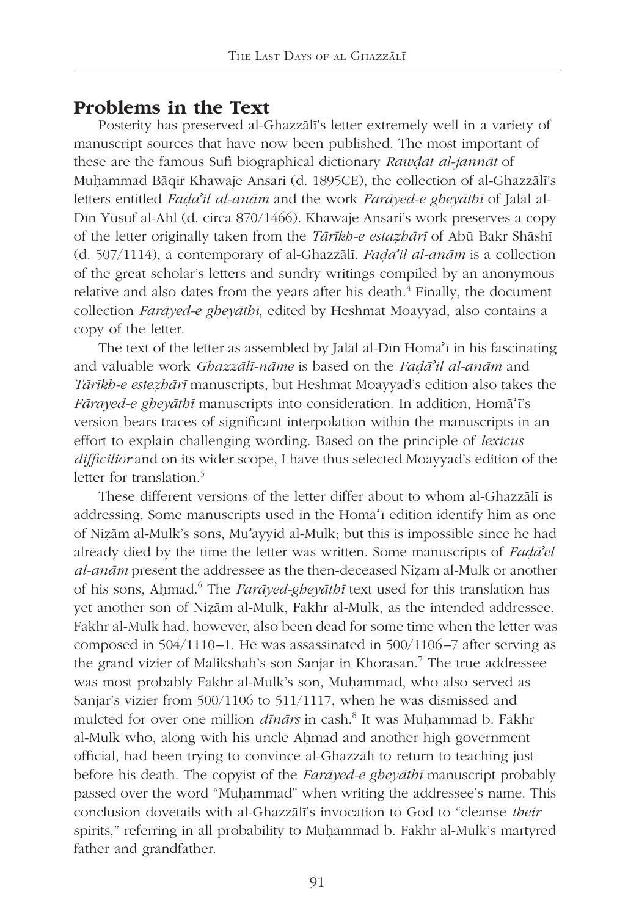## Problems in the Text

Posterity has preserved al-Ghazzālī's letter extremely well in a variety of manuscript sources that have now been published. The most important of these are the famous Sufi biographical dictionary *Rawḍat al-jannāt* of Muḥammad Bāqir Khawaje Ansari (d. 1895CE), the collection of al-Ghazzālī's letters entitled *Faḍa'il al-anām* and the work *Farāyed-e gheyāthī* of Jalāl al-Dīn Yūsuf al-Ahl (d. circa 870/1466). Khawaje Ansari's work preserves a copy of the letter originally taken from the *Tārīkh-e estaẓhārī* of Abū Bakr Shāshī (d. 507/1114), a contemporary of al-Ghazzālī. *Faḍa'il al-anām* is a collection of the great scholar's letters and sundry writings compiled by an anonymous relative and also dates from the years after his death.[4] Finally, the document collection *Farāyed-e gheyāthī*, edited by Heshmat Moayyad, also contains a copy of the letter.

The text of the letter as assembled by Jalāl al-Dīn Homā'ī in his fascinating and valuable work *Ghazzālī-nāme* is based on the *Faḍā'il al-anām* and *Tārīkh-e esteẓhārī* manuscripts, but Heshmat Moayyad's edition also takes the *Fārayed-e gheyāthī* manuscripts into consideration. In addition, Homā'ī's version bears traces of significant interpolation within the manuscripts in an effort to explain challenging wording. Based on the principle of *lexicus difficilior* and on its wider scope, I have thus selected Moayyad's edition of the letter for translation.[5]

These different versions of the letter differ about to whom al-Ghazzālī is addressing. Some manuscripts used in the Homā'ī edition identify him as one of Niẓām al-Mulk's sons, Mu'ayyid al-Mulk; but this is impossible since he had already died by the time the letter was written. Some manuscripts of *Faḍā'el al-anām* present the addressee as the then-deceased Niẓam al-Mulk or another of his sons, Aḥmad.[6] The *Farāyed-gheyāthī* text used for this translation has yet another son of Niẓām al-Mulk, Fakhr al-Mulk, as the intended addressee. Fakhr al-Mulk had, however, also been dead for some time when the letter was composed in 504/1110–1. He was assassinated in 500/1106–7 after serving as the grand vizier of Malikshah's son Sanjar in Khorasan.[7] The true addressee was most probably Fakhr al-Mulk's son, Muḥammad, who also served as Sanjar's vizier from 500/1106 to 511/1117, when he was dismissed and mulcted for over one million *dīnārs* in cash.[8] It was Muḥammad b. Fakhr al-Mulk who, along with his uncle Aḥmad and another high government official, had been trying to convince al-Ghazzālī to return to teaching just before his death. The copyist of the *Farāyed-e gheyāthī* manuscript probably passed over the word "Muḥammad" when writing the addressee's name. This conclusion dovetails with al-Ghazzālī's invocation to God to "cleanse *their* spirits," referring in all probability to Muḥammad b. Fakhr al-Mulk's martyred father and grandfather.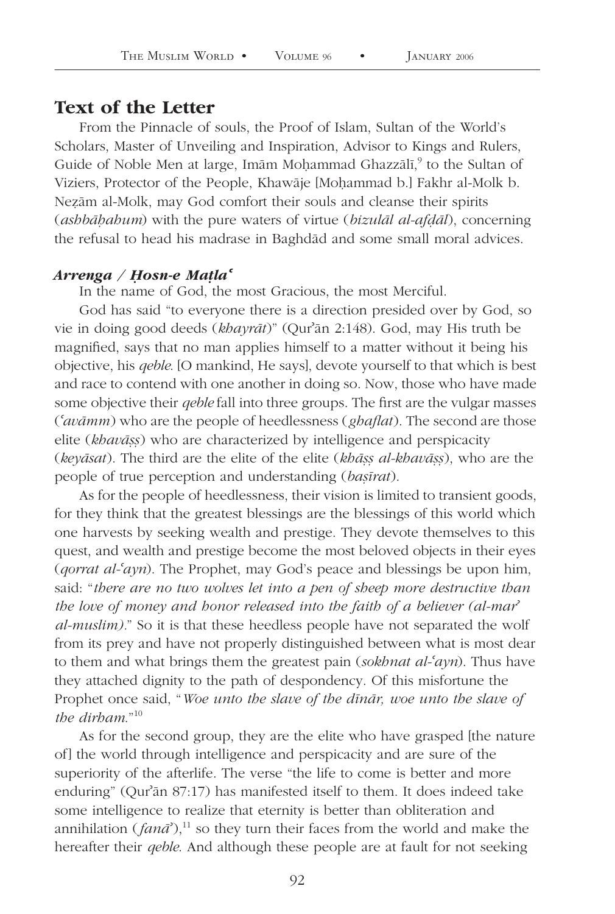## Text of the Letter

From the Pinnacle of souls, the Proof of Islam, Sultan of the World's Scholars, Master of Unveiling and Inspiration, Advisor to Kings and Rulers, Guide of Noble Men at large, Imām Moḥammad Ghazzālī,[9] to the Sultan of Viziers, Protector of the People, Khawāje [Moḥammad b.] Fakhr al-Molk b. Neẓām al-Molk, may God comfort their souls and cleanse their spirits (*ashbāḥahum*) with the pure waters of virtue (*bizulāl al-afḍāl*), concerning the refusal to head his madrase in Baghdād and some small moral advices.

### *Arrenga / Ḥosn-e Maṭlaʿ*

In the name of God, the most Gracious, the most Merciful.

God has said "to everyone there is a direction presided over by God, so vie in doing good deeds (*khayrāt*)" (Qurʾān 2:148). God, may His truth be magnified, says that no man applies himself to a matter without it being his objective, his *qeble*. [O mankind, He says], devote yourself to that which is best and race to contend with one another in doing so. Now, those who have made some objective their *qeble* fall into three groups. The first are the vulgar masses (*ʿavāmm*) who are the people of heedlessness (*ghaflat*). The second are those elite (*khavāṣṣ*) who are characterized by intelligence and perspicacity (*keyāsat*). The third are the elite of the elite (*khāṣṣ al-khavāṣṣ*), who are the people of true perception and understanding (*baṣīrat*).

As for the people of heedlessness, their vision is limited to transient goods, for they think that the greatest blessings are the blessings of this world which one harvests by seeking wealth and prestige. They devote themselves to this quest, and wealth and prestige become the most beloved objects in their eyes (*qorrat al-ʿayn*). The Prophet, may God's peace and blessings be upon him, said: "*there are no two wolves let into a pen of sheep more destructive than the love of money and honor released into the faith of a believer (al-marʾ al-muslim).*" So it is that these heedless people have not separated the wolf from its prey and have not properly distinguished between what is most dear to them and what brings them the greatest pain (*sokhnat al-ʿayn*). Thus have they attached dignity to the path of despondency. Of this misfortune the Prophet once said, "*Woe unto the slave of the dīnār, woe unto the slave of the dirham.*"[10]

As for the second group, they are the elite who have grasped [the nature of] the world through intelligence and perspicacity and are sure of the superiority of the afterlife. The verse "the life to come is better and more enduring" (Qurʾān 87:17) has manifested itself to them. It does indeed take some intelligence to realize that eternity is better than obliteration and annihilation (*fanāʾ*),[11] so they turn their faces from the world and make the hereafter their *qeble*. And although these people are at fault for not seeking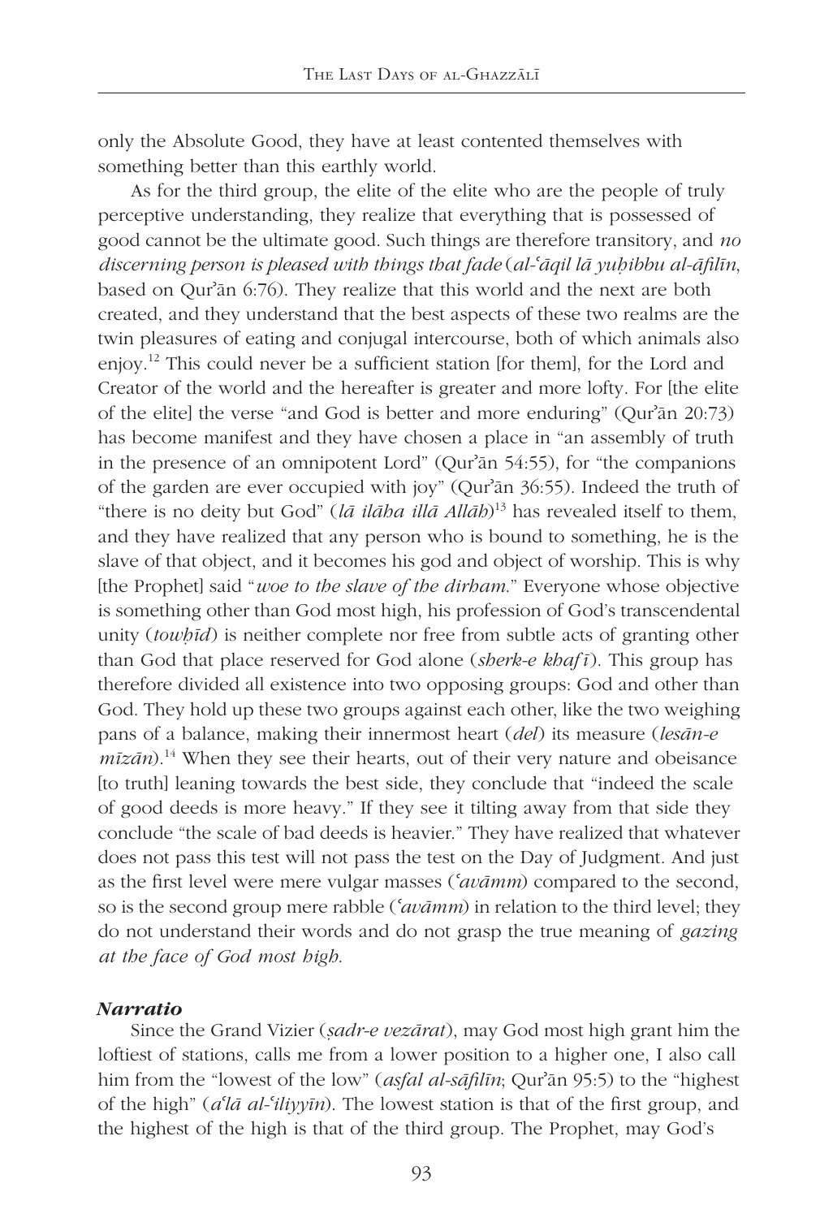only the Absolute Good, they have at least contented themselves with something better than this earthly world.

As for the third group, the elite of the elite who are the people of truly perceptive understanding, they realize that everything that is possessed of good cannot be the ultimate good. Such things are therefore transitory, and *no discerning person is pleased with things that fade* (*al-ʿāqil lā yuḥibbu al-āfilīn*, based on Qurʾān 6:76). They realize that this world and the next are both created, and they understand that the best aspects of these two realms are the twin pleasures of eating and conjugal intercourse, both of which animals also enjoy.[12] This could never be a sufficient station [for them], for the Lord and Creator of the world and the hereafter is greater and more lofty. For [the elite of the elite] the verse "and God is better and more enduring" (Qurʾān 20:73) has become manifest and they have chosen a place in "an assembly of truth in the presence of an omnipotent Lord" (Qurʾān 54:55), for "the companions of the garden are ever occupied with joy" (Qurʾān 36:55). Indeed the truth of "there is no deity but God" (*lā ilāha illā Allāh*)[13] has revealed itself to them, and they have realized that any person who is bound to something, he is the slave of that object, and it becomes his god and object of worship. This is why [the Prophet] said "*woe to the slave of the dirham*." Everyone whose objective is something other than God most high, his profession of God's transcendental unity (*towḥīd*) is neither complete nor free from subtle acts of granting other than God that place reserved for God alone (*sherk-e khafī*). This group has therefore divided all existence into two opposing groups: God and other than God. They hold up these two groups against each other, like the two weighing pans of a balance, making their innermost heart (*del*) its measure (*lesān-e mīzān*).[14] When they see their hearts, out of their very nature and obeisance [to truth] leaning towards the best side, they conclude that "indeed the scale of good deeds is more heavy." If they see it tilting away from that side they conclude "the scale of bad deeds is heavier." They have realized that whatever does not pass this test will not pass the test on the Day of Judgment. And just as the first level were mere vulgar masses (*ʿavāmm*) compared to the second, so is the second group mere rabble (*ʿavāmm*) in relation to the third level; they do not understand their words and do not grasp the true meaning of *gazing at the face of God most high*.

### *Narratio*

Since the Grand Vizier (*ṣadr-e vezārat*), may God most high grant him the loftiest of stations, calls me from a lower position to a higher one, I also call him from the "lowest of the low" (*asfal al-sāfilīn*; Qurʾān 95:5) to the "highest of the high" (*aʿlā al-ʿiliyyīn*). The lowest station is that of the first group, and the highest of the high is that of the third group. The Prophet, may God's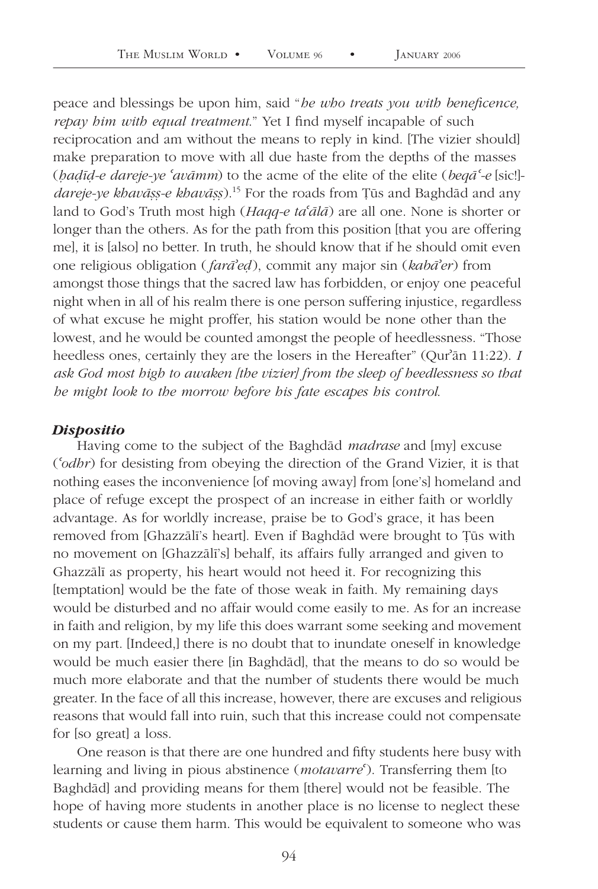peace and blessings be upon him, said "*he who treats you with beneficence, repay him with equal treatment.*" Yet I find myself incapable of such reciprocation and am without the means to reply in kind. [The vizier should] make preparation to move with all due haste from the depths of the masses (*ḥaḍīḍ-e dareje-ye ʿavāmm*) to the acme of the elite of the elite (*beqāʿ-e* [sic!]-*dareje-ye khavāṣṣ-e khavāṣṣ*).[15] For the roads from Ṭūs and Baghdād and any land to God's Truth most high (*Haqq-e taʿālā*) are all one. None is shorter or longer than the others. As for the path from this position [that you are offering me], it is [also] no better. In truth, he should know that if he should omit even one religious obligation (*farāʾeḍ*), commit any major sin (*kabāʾer*) from amongst those things that the sacred law has forbidden, or enjoy one peaceful night when in all of his realm there is one person suffering injustice, regardless of what excuse he might proffer, his station would be none other than the lowest, and he would be counted amongst the people of heedlessness. "Those heedless ones, certainly they are the losers in the Hereafter" (Qurʾān 11:22). *I ask God most high to awaken [the vizier] from the sleep of heedlessness so that he might look to the morrow before his fate escapes his control.*

### *Dispositio*

Having come to the subject of the Baghdād *madrase* and [my] excuse (*ʿodhr*) for desisting from obeying the direction of the Grand Vizier, it is that nothing eases the inconvenience [of moving away] from [one's] homeland and place of refuge except the prospect of an increase in either faith or worldly advantage. As for worldly increase, praise be to God's grace, it has been removed from [Ghazzālī's heart]. Even if Baghdād were brought to Ṭūs with no movement on [Ghazzālī's] behalf, its affairs fully arranged and given to Ghazzālī as property, his heart would not heed it. For recognizing this [temptation] would be the fate of those weak in faith. My remaining days would be disturbed and no affair would come easily to me. As for an increase in faith and religion, by my life this does warrant some seeking and movement on my part. [Indeed,] there is no doubt that to inundate oneself in knowledge would be much easier there [in Baghdād], that the means to do so would be much more elaborate and that the number of students there would be much greater. In the face of all this increase, however, there are excuses and religious reasons that would fall into ruin, such that this increase could not compensate for [so great] a loss.

One reason is that there are one hundred and fifty students here busy with learning and living in pious abstinence (*motavarreʿ*). Transferring them [to Baghdād] and providing means for them [there] would not be feasible. The hope of having more students in another place is no license to neglect these students or cause them harm. This would be equivalent to someone who was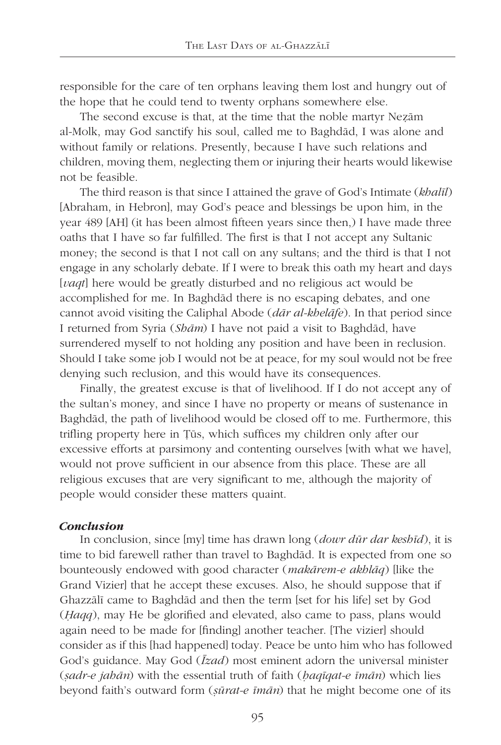responsible for the care of ten orphans leaving them lost and hungry out of the hope that he could tend to twenty orphans somewhere else.

The second excuse is that, at the time that the noble martyr Neẓām al-Molk, may God sanctify his soul, called me to Baghdād, I was alone and without family or relations. Presently, because I have such relations and children, moving them, neglecting them or injuring their hearts would likewise not be feasible.

The third reason is that since I attained the grave of God's Intimate (*khalīl*) [Abraham, in Hebron], may God's peace and blessings be upon him, in the year 489 [AH] (it has been almost fifteen years since then,) I have made three oaths that I have so far fulfilled. The first is that I not accept any Sultanic money; the second is that I not call on any sultans; and the third is that I not engage in any scholarly debate. If I were to break this oath my heart and days [*vaqt*] here would be greatly disturbed and no religious act would be accomplished for me. In Baghdād there is no escaping debates, and one cannot avoid visiting the Caliphal Abode (*dār al-khelāfe*). In that period since I returned from Syria (*Shām*) I have not paid a visit to Baghdād, have surrendered myself to not holding any position and have been in reclusion. Should I take some job I would not be at peace, for my soul would not be free denying such reclusion, and this would have its consequences.

Finally, the greatest excuse is that of livelihood. If I do not accept any of the sultan's money, and since I have no property or means of sustenance in Baghdād, the path of livelihood would be closed off to me. Furthermore, this trifling property here in Ṭūs, which suffices my children only after our excessive efforts at parsimony and contenting ourselves [with what we have], would not prove sufficient in our absence from this place. These are all religious excuses that are very significant to me, although the majority of people would consider these matters quaint.

### *Conclusion*

In conclusion, since [my] time has drawn long (*dowr dūr dar keshīd*), it is time to bid farewell rather than travel to Baghdād. It is expected from one so bounteously endowed with good character (*makārem-e akhlāq*) [like the Grand Vizier] that he accept these excuses. Also, he should suppose that if Ghazzālī came to Baghdād and then the term [set for his life] set by God (*Ḥaqq*), may He be glorified and elevated, also came to pass, plans would again need to be made for [finding] another teacher. [The vizier] should consider as if this [had happened] today. Peace be unto him who has followed God's guidance. May God (*Īzad*) most eminent adorn the universal minister (*ṣadr-e jahān*) with the essential truth of faith (*ḥaqīqat-e īmān*) which lies beyond faith's outward form (*ṣūrat-e īmān*) that he might become one of its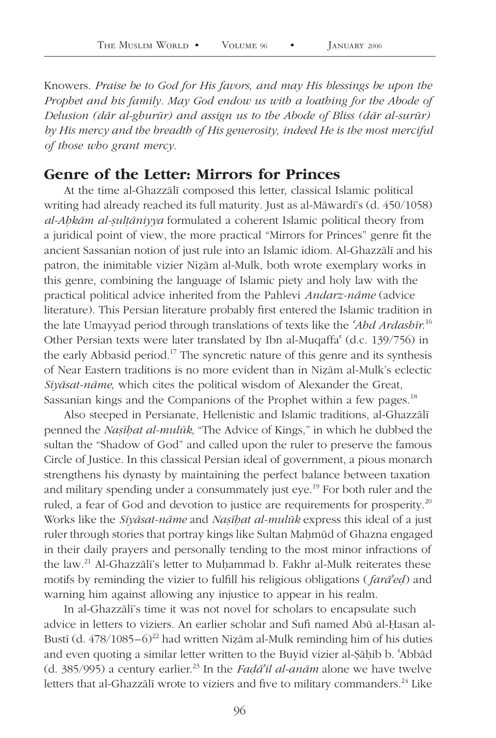Knowers. *Praise be to God for His favors, and may His blessings be upon the Prophet and his family. May God endow us with a loathing for the Abode of Delusion (dār al-ghurūr) and assign us to the Abode of Bliss (dār al-surūr) by His mercy and the breadth of His generosity, indeed He is the most merciful of those who grant mercy.*

## Genre of the Letter: Mirrors for Princes

At the time al-Ghazzālī composed this letter, classical Islamic political writing had already reached its full maturity. Just as al-Māwardī's (d. 450/1058) *al-Aḥkām al-ṣulṭāniyya* formulated a coherent Islamic political theory from a juridical point of view, the more practical "Mirrors for Princes" genre fit the ancient Sassanian notion of just rule into an Islamic idiom. Al-Ghazzālī and his patron, the inimitable vizier Niẓām al-Mulk, both wrote exemplary works in this genre, combining the language of Islamic piety and holy law with the practical political advice inherited from the Pahlevi *Andarz-nāme* (advice literature). This Persian literature probably first entered the Islamic tradition in the late Umayyad period through translations of texts like the *ʿAhd Ardashīr*.[16] Other Persian texts were later translated by Ibn al-Muqaffaʿ (d.c. 139/756) in the early Abbasid period.[17] The syncretic nature of this genre and its synthesis of Near Eastern traditions is no more evident than in Niẓām al-Mulk's eclectic *Siyāsat-nāme*, which cites the political wisdom of Alexander the Great, Sassanian kings and the Companions of the Prophet within a few pages.[18]

Also steeped in Persianate, Hellenistic and Islamic traditions, al-Ghazzālī penned the *Naṣīḥat al-mulūk*, "The Advice of Kings," in which he dubbed the sultan the "Shadow of God" and called upon the ruler to preserve the famous Circle of Justice. In this classical Persian ideal of government, a pious monarch strengthens his dynasty by maintaining the perfect balance between taxation and military spending under a consummately just eye.[19] For both ruler and the ruled, a fear of God and devotion to justice are requirements for prosperity.[20] Works like the *Siyāsat-nāme* and *Naṣīḥat al-mulūk* express this ideal of a just ruler through stories that portray kings like Sultan Maḥmūd of Ghazna engaged in their daily prayers and personally tending to the most minor infractions of the law.[21] Al-Ghazzālī's letter to Muḥammad b. Fakhr al-Mulk reiterates these motifs by reminding the vizier to fulfill his religious obligations (*farāʾeḍ*) and warning him against allowing any injustice to appear in his realm.

In al-Ghazzālī's time it was not novel for scholars to encapsulate such advice in letters to viziers. An earlier scholar and Sufi named Abū al-Ḥasan al-Bustī (d. 478/1085–6)[22] had written Niẓām al-Mulk reminding him of his duties and even quoting a similar letter written to the Buyid vizier al-Ṣāḥib b. ʿAbbād (d. 385/995) a century earlier.[23] In the *Faḍāʾil al-anām* alone we have twelve letters that al-Ghazzālī wrote to viziers and five to military commanders.[24] Like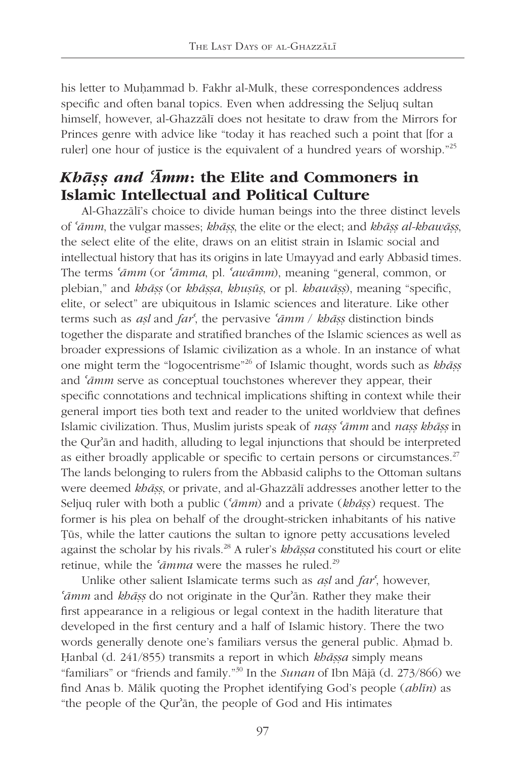his letter to Muḥammad b. Fakhr al-Mulk, these correspondences address specific and often banal topics. Even when addressing the Seljuq sultan himself, however, al-Ghazzālī does not hesitate to draw from the Mirrors for Princes genre with advice like "today it has reached such a point that [for a ruler] one hour of justice is the equivalent of a hundred years of worship."[25]

## *Khāṣṣ and ʿĀmm*: the Elite and Commoners in Islamic Intellectual and Political Culture

Al-Ghazzālī's choice to divide human beings into the three distinct levels of *ʿāmm*, the vulgar masses; *khāṣṣ*, the elite or the elect; and *khāṣṣ al-khawāṣṣ*, the select elite of the elite, draws on an elitist strain in Islamic social and intellectual history that has its origins in late Umayyad and early Abbasid times. The terms *ʿāmm* (or *ʿāmma*, pl. *ʿawāmm*), meaning "general, common, or plebian," and *khāṣṣ* (or *khāṣṣa*, *khuṣūṣ*, or pl. *khawāṣṣ*), meaning "specific, elite, or select" are ubiquitous in Islamic sciences and literature. Like other terms such as *aṣl* and *farʿ*, the pervasive *ʿāmm* / *khāṣṣ* distinction binds together the disparate and stratified branches of the Islamic sciences as well as broader expressions of Islamic civilization as a whole. In an instance of what one might term the "logocentrisme"[26] of Islamic thought, words such as *khāṣṣ* and *ʿāmm* serve as conceptual touchstones wherever they appear, their specific connotations and technical implications shifting in context while their general import ties both text and reader to the united worldview that defines Islamic civilization. Thus, Muslim jurists speak of *naṣṣ ʿāmm* and *naṣṣ khāṣṣ* in the Qurʾān and hadith, alluding to legal injunctions that should be interpreted as either broadly applicable or specific to certain persons or circumstances.[27] The lands belonging to rulers from the Abbasid caliphs to the Ottoman sultans were deemed *khāṣṣ*, or private, and al-Ghazzālī addresses another letter to the Seljuq ruler with both a public (*ʿāmm*) and a private (*khāṣṣ*) request. The former is his plea on behalf of the drought-stricken inhabitants of his native Ṭūs, while the latter cautions the sultan to ignore petty accusations leveled against the scholar by his rivals.[28] A ruler's *khāṣṣa* constituted his court or elite retinue, while the *ʿāmma* were the masses he ruled.[29]

Unlike other salient Islamicate terms such as *aṣl* and *farʿ*, however, *ʿāmm* and *khāṣṣ* do not originate in the Qurʾān. Rather they make their first appearance in a religious or legal context in the hadith literature that developed in the first century and a half of Islamic history. There the two words generally denote one's familiars versus the general public. Aḥmad b. Ḥanbal (d. 241/855) transmits a report in which *khāṣṣa* simply means "familiars" or "friends and family."[30] In the *Sunan* of Ibn Mājā (d. 273/866) we find Anas b. Mālik quoting the Prophet identifying God's people (*ahlīn*) as "the people of the Qurʾān, the people of God and His intimates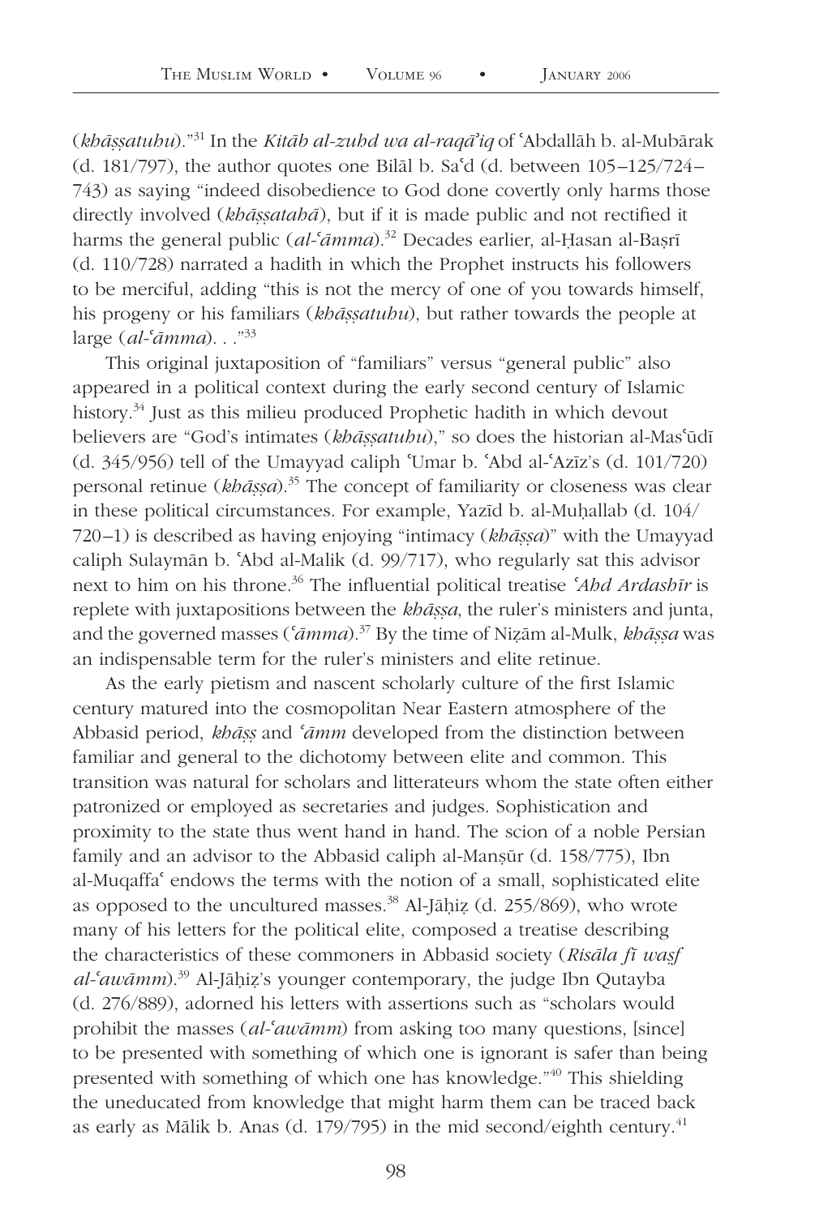(*khāṣṣatuhu*)."[31] In the *Kitāb al-zuhd wa al-raqāʾiq* of ʿAbdallāh b. al-Mubārak (d. 181/797), the author quotes one Bilāl b. Saʿd (d. between 105–125/724–743) as saying "indeed disobedience to God done covertly only harms those directly involved (*khāṣṣatahā*), but if it is made public and not rectified it harms the general public (*al-ʿāmma*).[32] Decades earlier, al-Ḥasan al-Baṣrī (d. 110/728) narrated a hadith in which the Prophet instructs his followers to be merciful, adding "this is not the mercy of one of you towards himself, his progeny or his familiars (*khāṣṣatuhu*), but rather towards the people at large (*al-ʿāmma*). . ."[33]

This original juxtaposition of "familiars" versus "general public" also appeared in a political context during the early second century of Islamic history.[34] Just as this milieu produced Prophetic hadith in which devout believers are "God's intimates (*khāṣṣatuhu*)," so does the historian al-Masʿūdī (d. 345/956) tell of the Umayyad caliph ʿUmar b. ʿAbd al-ʿAzīz's (d. 101/720) personal retinue (*khāṣṣa*).[35] The concept of familiarity or closeness was clear in these political circumstances. For example, Yazīd b. al-Muḥallab (d. 104/720–1) is described as having enjoying "intimacy (*khāṣṣa*)" with the Umayyad caliph Sulaymān b. ʿAbd al-Malik (d. 99/717), who regularly sat this advisor next to him on his throne.[36] The influential political treatise *ʿAhd Ardashīr* is replete with juxtapositions between the *khāṣṣa*, the ruler's ministers and junta, and the governed masses (*ʿāmma*).[37] By the time of Niẓām al-Mulk, *khāṣṣa* was an indispensable term for the ruler's ministers and elite retinue.

As the early pietism and nascent scholarly culture of the first Islamic century matured into the cosmopolitan Near Eastern atmosphere of the Abbasid period, *khāṣṣ* and *ʿāmm* developed from the distinction between familiar and general to the dichotomy between elite and common. This transition was natural for scholars and litterateurs whom the state often either patronized or employed as secretaries and judges. Sophistication and proximity to the state thus went hand in hand. The scion of a noble Persian family and an advisor to the Abbasid caliph al-Manṣūr (d. 158/775), Ibn al-Muqaffaʿ endows the terms with the notion of a small, sophisticated elite as opposed to the uncultured masses.[38] Al-Jāḥiẓ (d. 255/869), who wrote many of his letters for the political elite, composed a treatise describing the characteristics of these commoners in Abbasid society (*Risāla fī waṣf al-ʿawāmm*).[39] Al-Jāḥiẓ's younger contemporary, the judge Ibn Qutayba (d. 276/889), adorned his letters with assertions such as "scholars would prohibit the masses (*al-ʿawāmm*) from asking too many questions, [since] to be presented with something of which one is ignorant is safer than being presented with something of which one has knowledge."[40] This shielding the uneducated from knowledge that might harm them can be traced back as early as Mālik b. Anas (d. 179/795) in the mid second/eighth century.[41]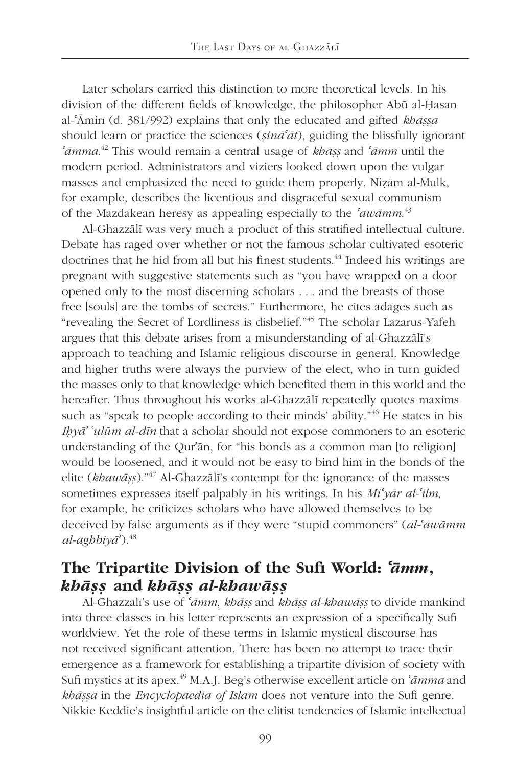Later scholars carried this distinction to more theoretical levels. In his division of the different fields of knowledge, the philosopher Abū al-Ḥasan al-ʿĀmirī (d. 381/992) explains that only the educated and gifted *khāṣṣa* should learn or practice the sciences (*ṣināʿāt*), guiding the blissfully ignorant *ʿāmma*.[42] This would remain a central usage of *khāṣṣ* and *ʿāmm* until the modern period. Administrators and viziers looked down upon the vulgar masses and emphasized the need to guide them properly. Niẓām al-Mulk, for example, describes the licentious and disgraceful sexual communism of the Mazdakean heresy as appealing especially to the *ʿawāmm*.[43]

Al-Ghazzālī was very much a product of this stratified intellectual culture. Debate has raged over whether or not the famous scholar cultivated esoteric doctrines that he hid from all but his finest students.[44] Indeed his writings are pregnant with suggestive statements such as "you have wrapped on a door opened only to the most discerning scholars . . . and the breasts of those free [souls] are the tombs of secrets." Furthermore, he cites adages such as "revealing the Secret of Lordliness is disbelief."[45] The scholar Lazarus-Yafeh argues that this debate arises from a misunderstanding of al-Ghazzālī's approach to teaching and Islamic religious discourse in general. Knowledge and higher truths were always the purview of the elect, who in turn guided the masses only to that knowledge which benefited them in this world and the hereafter. Thus throughout his works al-Ghazzālī repeatedly quotes maxims such as "speak to people according to their minds' ability."[46] He states in his *Iḥyāʾ ʿulūm al-dīn* that a scholar should not expose commoners to an esoteric understanding of the Qurʾān, for "his bonds as a common man [to religion] would be loosened, and it would not be easy to bind him in the bonds of the elite (*khawāṣṣ*)."[47] Al-Ghazzālī's contempt for the ignorance of the masses sometimes expresses itself palpably in his writings. In his *Miʿyār al-ʿilm*, for example, he criticizes scholars who have allowed themselves to be deceived by false arguments as if they were "stupid commoners" (*al-ʿawāmm al-aghbiyāʾ*).[48]

## The Tripartite Division of the Sufi World: *ʿāmm*, *khāṣṣ* and *khāṣṣ al-khawāṣṣ*

Al-Ghazzālī's use of *ʿāmm*, *khāṣṣ* and *khāṣṣ al-khawāṣṣ* to divide mankind into three classes in his letter represents an expression of a specifically Sufi worldview. Yet the role of these terms in Islamic mystical discourse has not received significant attention. There has been no attempt to trace their emergence as a framework for establishing a tripartite division of society with Sufi mystics at its apex.[49] M.A.J. Beg's otherwise excellent article on *ʿāmma* and *khāṣṣa* in the *Encyclopaedia of Islam* does not venture into the Sufi genre. Nikkie Keddie's insightful article on the elitist tendencies of Islamic intellectual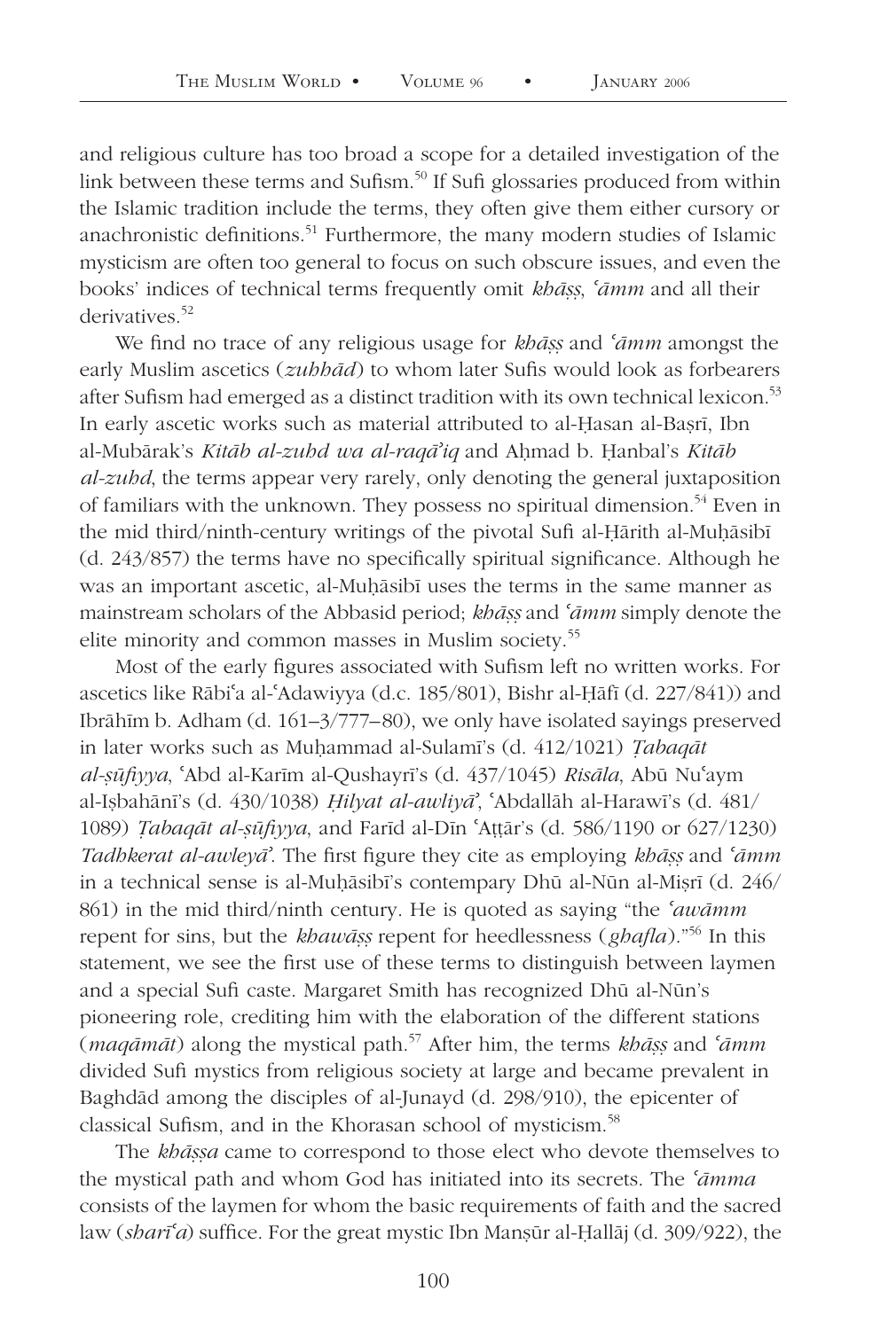and religious culture has too broad a scope for a detailed investigation of the link between these terms and Sufism.[50] If Sufi glossaries produced from within the Islamic tradition include the terms, they often give them either cursory or anachronistic definitions.[51] Furthermore, the many modern studies of Islamic mysticism are often too general to focus on such obscure issues, and even the books' indices of technical terms frequently omit *khāṣṣ*, *ʿāmm* and all their derivatives.[52]

We find no trace of any religious usage for *khāṣṣ* and *ʿāmm* amongst the early Muslim ascetics (*zuhhād*) to whom later Sufis would look as forbearers after Sufism had emerged as a distinct tradition with its own technical lexicon.[53] In early ascetic works such as material attributed to al-Ḥasan al-Baṣrī, Ibn al-Mubārak's *Kitāb al-zuhd wa al-raqāʾiq* and Aḥmad b. Ḥanbal's *Kitāb al-zuhd*, the terms appear very rarely, only denoting the general juxtaposition of familiars with the unknown. They possess no spiritual dimension.[54] Even in the mid third/ninth-century writings of the pivotal Sufi al-Ḥārith al-Muḥāsibī (d. 243/857) the terms have no specifically spiritual significance. Although he was an important ascetic, al-Muḥāsibī uses the terms in the same manner as mainstream scholars of the Abbasid period; *khāṣṣ* and *ʿāmm* simply denote the elite minority and common masses in Muslim society.[55]

Most of the early figures associated with Sufism left no written works. For ascetics like Rābiʿa al-ʿAdawiyya (d.c. 185/801), Bishr al-Ḥāfī (d. 227/841)) and Ibrāhīm b. Adham (d. 161–3/777–80), we only have isolated sayings preserved in later works such as Muḥammad al-Sulamī's (d. 412/1021) *Ṭabaqāt al-ṣūfiyya*, ʿAbd al-Karīm al-Qushayrī's (d. 437/1045) *Risāla*, Abū Nuʿaym al-Iṣbahānī's (d. 430/1038) *Ḥilyat al-awliyāʾ*, ʿAbdallāh al-Harawī's (d. 481/1089) *Ṭabaqāt al-ṣūfiyya*, and Farīd al-Dīn ʿAṭṭār's (d. 586/1190 or 627/1230) *Tadhkerat al-awleyāʾ*. The first figure they cite as employing *khāṣṣ* and *ʿāmm* in a technical sense is al-Muḥāsibī's contempary Dhū al-Nūn al-Miṣrī (d. 246/861) in the mid third/ninth century. He is quoted as saying "the *ʿawāmm* repent for sins, but the *khawāṣṣ* repent for heedlessness (*ghafla*)."[56] In this statement, we see the first use of these terms to distinguish between laymen and a special Sufi caste. Margaret Smith has recognized Dhū al-Nūn's pioneering role, crediting him with the elaboration of the different stations (*maqāmāt*) along the mystical path.[57] After him, the terms *khāṣṣ* and *ʿāmm* divided Sufi mystics from religious society at large and became prevalent in Baghdād among the disciples of al-Junayd (d. 298/910), the epicenter of classical Sufism, and in the Khorasan school of mysticism.[58]

The *khāṣṣa* came to correspond to those elect who devote themselves to the mystical path and whom God has initiated into its secrets. The *ʿāmma* consists of the laymen for whom the basic requirements of faith and the sacred law (*sharīʿa*) suffice. For the great mystic Ibn Manṣūr al-Ḥallāj (d. 309/922), the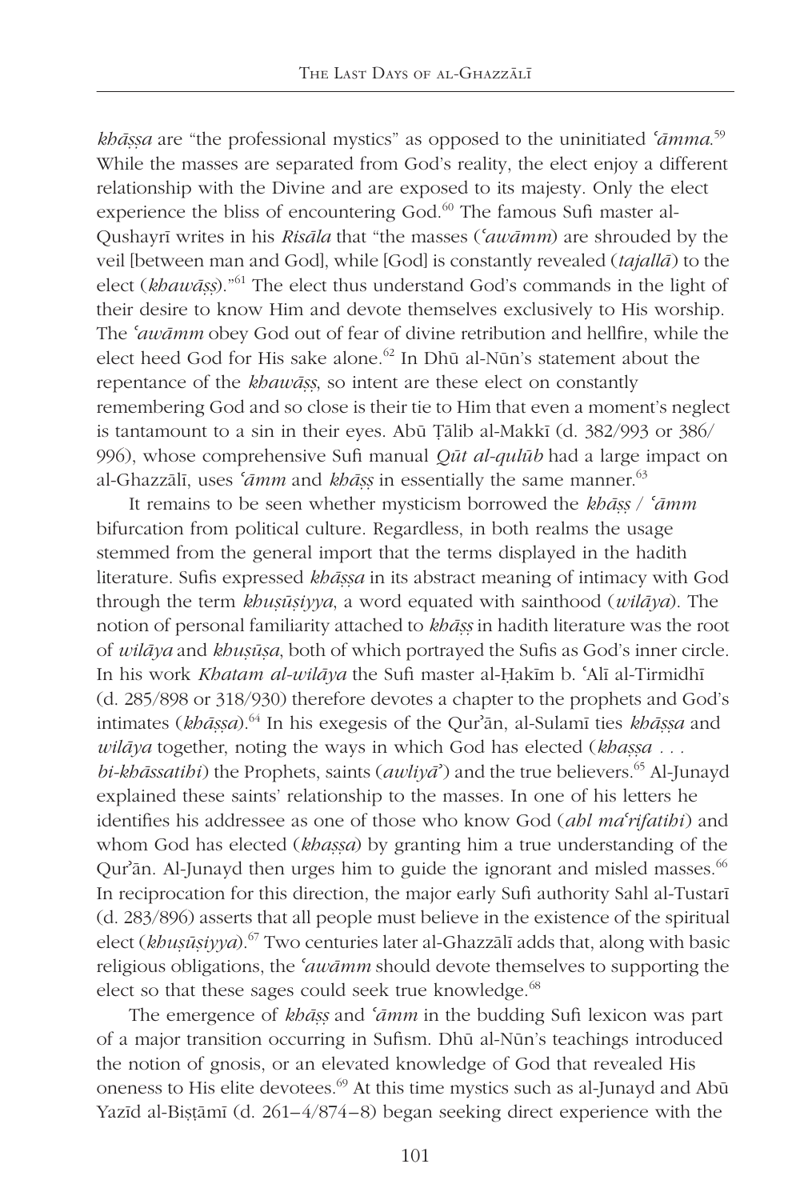*khāṣṣa* are "the professional mystics" as opposed to the uninitiated *ʿāmma*.[59] While the masses are separated from God's reality, the elect enjoy a different relationship with the Divine and are exposed to its majesty. Only the elect experience the bliss of encountering God.[60] The famous Sufi master al-Qushayrī writes in his *Risāla* that "the masses (*ʿawāmm*) are shrouded by the veil [between man and God], while [God] is constantly revealed (*tajallā*) to the elect (*khawāṣṣ*)."[61] The elect thus understand God's commands in the light of their desire to know Him and devote themselves exclusively to His worship. The *ʿawāmm* obey God out of fear of divine retribution and hellfire, while the elect heed God for His sake alone.[62] In Dhū al-Nūn's statement about the repentance of the *khawāṣṣ*, so intent are these elect on constantly remembering God and so close is their tie to Him that even a moment's neglect is tantamount to a sin in their eyes. Abū Ṭālib al-Makkī (d. 382/993 or 386/996), whose comprehensive Sufi manual *Qūt al-qulūb* had a large impact on al-Ghazzālī, uses *ʿāmm* and *khāṣṣ* in essentially the same manner.[63]

It remains to be seen whether mysticism borrowed the *khāṣṣ* / *ʿāmm* bifurcation from political culture. Regardless, in both realms the usage stemmed from the general import that the terms displayed in the hadith literature. Sufis expressed *khāṣṣa* in its abstract meaning of intimacy with God through the term *khuṣūṣiyya*, a word equated with sainthood (*wilāya*). The notion of personal familiarity attached to *khāṣṣ* in hadith literature was the root of *wilāya* and *khuṣūṣa*, both of which portrayed the Sufis as God's inner circle. In his work *Khatam al-wilāya* the Sufi master al-Ḥakīm b. ʿAlī al-Tirmidhī (d. 285/898 or 318/930) therefore devotes a chapter to the prophets and God's intimates (*khāṣṣa*).[64] In his exegesis of the Qurʾān, al-Sulamī ties *khāṣṣa* and *wilāya* together, noting the ways in which God has elected (*khaṣṣa . . . bi-khāssatihi*) the Prophets, saints (*awliyāʾ*) and the true believers.[65] Al-Junayd explained these saints' relationship to the masses. In one of his letters he identifies his addressee as one of those who know God (*ahl maʿrifatihi*) and whom God has elected (*khaṣṣa*) by granting him a true understanding of the Qurʾān. Al-Junayd then urges him to guide the ignorant and misled masses.[66] In reciprocation for this direction, the major early Sufi authority Sahl al-Tustarī (d. 283/896) asserts that all people must believe in the existence of the spiritual elect (*khuṣūṣiyya*).[67] Two centuries later al-Ghazzālī adds that, along with basic religious obligations, the *ʿawāmm* should devote themselves to supporting the elect so that these sages could seek true knowledge.[68]

The emergence of *khāṣṣ* and *ʿāmm* in the budding Sufi lexicon was part of a major transition occurring in Sufism. Dhū al-Nūn's teachings introduced the notion of gnosis, or an elevated knowledge of God that revealed His oneness to His elite devotees.[69] At this time mystics such as al-Junayd and Abū Yazīd al-Biṣṭāmī (d. 261–4/874–8) began seeking direct experience with the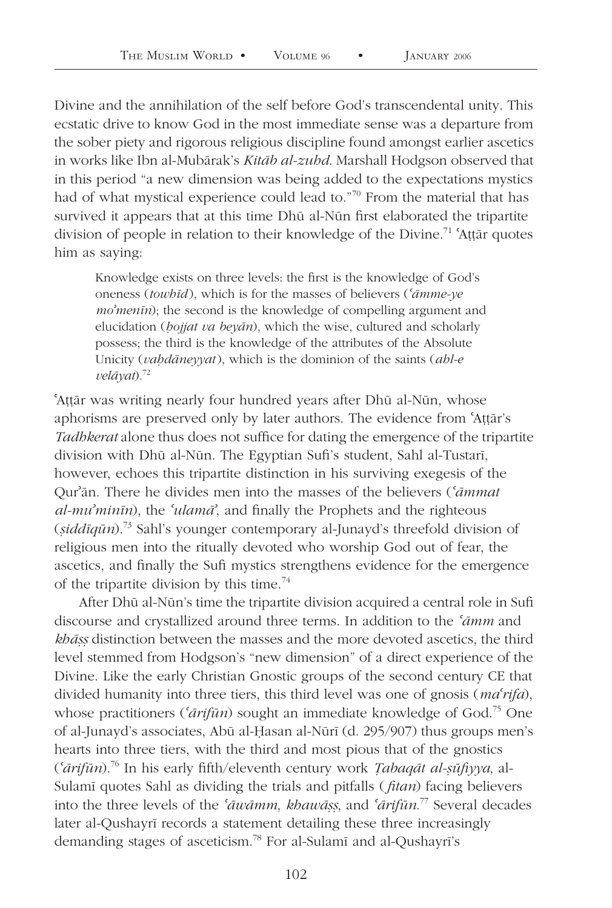Divine and the annihilation of the self before God's transcendental unity. This ecstatic drive to know God in the most immediate sense was a departure from the sober piety and rigorous religious discipline found amongst earlier ascetics in works like Ibn al-Mubārak's *Kitāb al-zuhd*. Marshall Hodgson observed that in this period "a new dimension was being added to the expectations mystics had of what mystical experience could lead to."[70] From the material that has survived it appears that at this time Dhū al-Nūn first elaborated the tripartite division of people in relation to their knowledge of the Divine.[71] ʿAṭṭār quotes him as saying:

> Knowledge exists on three levels: the first is the knowledge of God's oneness (*towhīd*), which is for the masses of believers (*ʿāmme-ye moʾmenīn*); the second is the knowledge of compelling argument and elucidation (*ḥojjat va beyān*), which the wise, cultured and scholarly possess; the third is the knowledge of the attributes of the Absolute Unicity (*vaḥdāneyyat*), which is the dominion of the saints (*ahl-e velāyat*).[72]

ʿAṭṭār was writing nearly four hundred years after Dhū al-Nūn, whose aphorisms are preserved only by later authors. The evidence from ʿAṭṭār's *Tadhkerat* alone thus does not suffice for dating the emergence of the tripartite division with Dhū al-Nūn. The Egyptian Sufi's student, Sahl al-Tustarī, however, echoes this tripartite distinction in his surviving exegesis of the Qurʾān. There he divides men into the masses of the believers (*ʿāmmat al-muʾminīn*), the *ʿulamāʾ*, and finally the Prophets and the righteous (*ṣiddīqūn*).[73] Sahl's younger contemporary al-Junayd's threefold division of religious men into the ritually devoted who worship God out of fear, the ascetics, and finally the Sufi mystics strengthens evidence for the emergence of the tripartite division by this time.[74]

After Dhū al-Nūn's time the tripartite division acquired a central role in Sufi discourse and crystallized around three terms. In addition to the *ʿāmm* and *khāṣṣ* distinction between the masses and the more devoted ascetics, the third level stemmed from Hodgson's "new dimension" of a direct experience of the Divine. Like the early Christian Gnostic groups of the second century CE that divided humanity into three tiers, this third level was one of gnosis (*maʿrifa*), whose practitioners (*ʿārifūn*) sought an immediate knowledge of God.[75] One of al-Junayd's associates, Abū al-Ḥasan al-Nūrī (d. 295/907) thus groups men's hearts into three tiers, with the third and most pious that of the gnostics (*ʿārifūn*).[76] In his early fifth/eleventh century work *Ṭabaqāt al-ṣūfiyya*, al-Sulamī quotes Sahl as dividing the trials and pitfalls (*fitan*) facing believers into the three levels of the *ʿawāmm*, *khawāṣṣ*, and *ʿārifūn*.[77] Several decades later al-Qushayrī records a statement detailing these three increasingly demanding stages of asceticism.[78] For al-Sulamī and al-Qushayrī's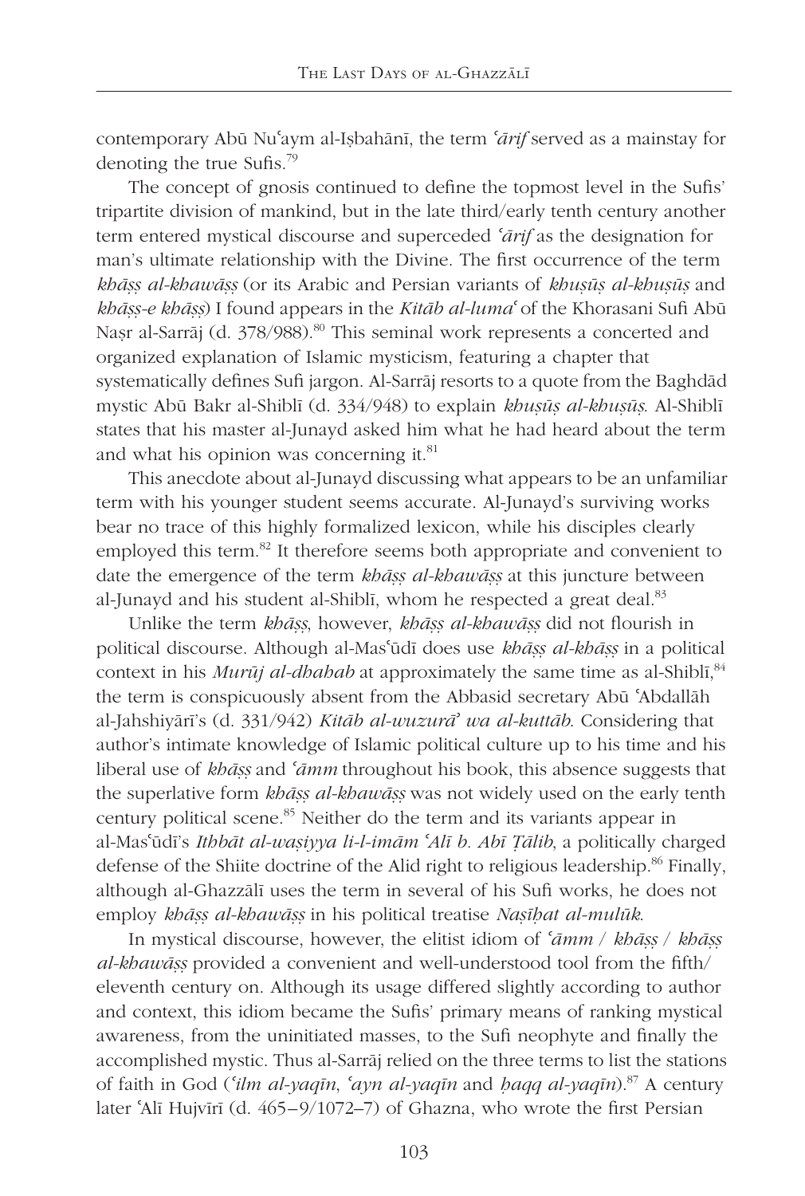contemporary Abū Nuʿaym al-Iṣbahānī, the term *ʿārif* served as a mainstay for denoting the true Sufis.[79]

The concept of gnosis continued to define the topmost level in the Sufis' tripartite division of mankind, but in the late third/early tenth century another term entered mystical discourse and superceded *ʿārif* as the designation for man's ultimate relationship with the Divine. The first occurrence of the term *khāṣṣ al-khawāṣṣ* (or its Arabic and Persian variants of *khuṣūṣ al-khuṣūṣ* and *khāṣṣ-e khāṣṣ*) I found appears in the *Kitāb al-lumaʿ* of the Khorasani Sufi Abū Naṣr al-Sarrāj (d. 378/988).[80] This seminal work represents a concerted and organized explanation of Islamic mysticism, featuring a chapter that systematically defines Sufi jargon. Al-Sarrāj resorts to a quote from the Baghdād mystic Abū Bakr al-Shiblī (d. 334/948) to explain *khuṣūṣ al-khuṣūṣ*. Al-Shiblī states that his master al-Junayd asked him what he had heard about the term and what his opinion was concerning it.[81]

This anecdote about al-Junayd discussing what appears to be an unfamiliar term with his younger student seems accurate. Al-Junayd's surviving works bear no trace of this highly formalized lexicon, while his disciples clearly employed this term.[82] It therefore seems both appropriate and convenient to date the emergence of the term *khāṣṣ al-khawāṣṣ* at this juncture between al-Junayd and his student al-Shiblī, whom he respected a great deal.[83]

Unlike the term *khāṣṣ*, however, *khāṣṣ al-khawāṣṣ* did not flourish in political discourse. Although al-Masʿūdī does use *khāṣṣ al-khāṣṣ* in a political context in his *Murūj al-dhahab* at approximately the same time as al-Shiblī,[84] the term is conspicuously absent from the Abbasid secretary Abū ʿAbdallāh al-Jahshiyārī's (d. 331/942) *Kitāb al-wuzarāʾ wa al-kuttāb*. Considering that author's intimate knowledge of Islamic political culture up to his time and his liberal use of *khāṣṣ* and *ʿāmm* throughout his book, this absence suggests that the superlative form *khāṣṣ al-khawāṣṣ* was not widely used on the early tenth century political scene.[85] Neither do the term and its variants appear in al-Masʿūdī's *Ithbāt al-waṣiyya li-l-imām ʿAlī b. Abī Ṭālib*, a politically charged defense of the Shiite doctrine of the Alid right to religious leadership.[86] Finally, although al-Ghazzālī uses the term in several of his Sufi works, he does not employ *khāṣṣ al-khawāṣṣ* in his political treatise *Naṣīḥat al-mulūk*.

In mystical discourse, however, the elitist idiom of *ʿāmm* / *khāṣṣ* / *khāṣṣ al-khawāṣṣ* provided a convenient and well-understood tool from the fifth/eleventh century on. Although its usage differed slightly according to author and context, this idiom became the Sufis' primary means of ranking mystical awareness, from the uninitiated masses, to the Sufi neophyte and finally the accomplished mystic. Thus al-Sarrāj relied on the three terms to list the stations of faith in God (*ʿilm al-yaqīn*, *ʿayn al-yaqīn* and *ḥaqq al-yaqīn*).[87] A century later ʿAlī Hujvīrī (d. 465–9/1072–7) of Ghazna, who wrote the first Persian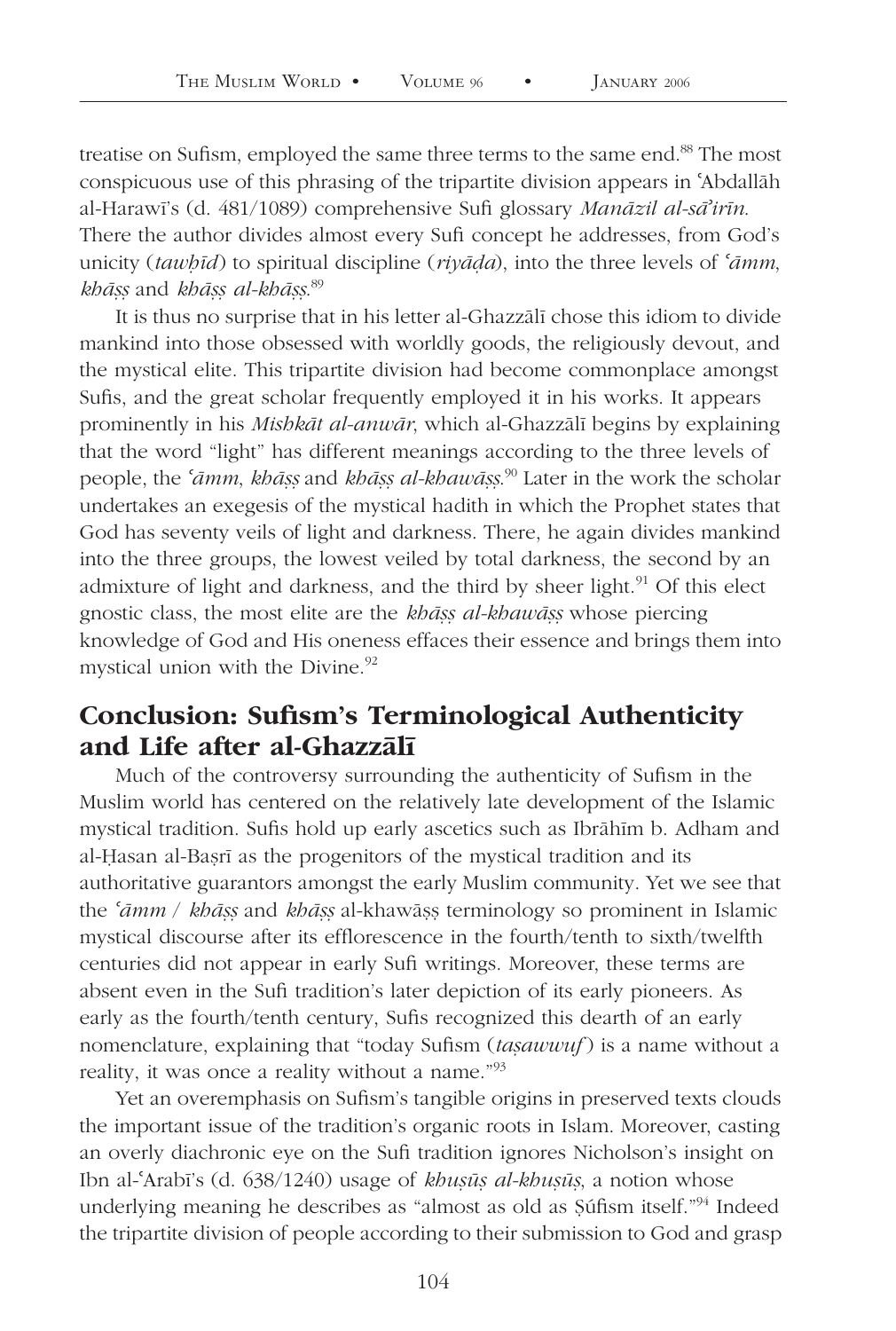treatise on Sufism, employed the same three terms to the same end.[88] The most conspicuous use of this phrasing of the tripartite division appears in ʿAbdallāh al-Harawī's (d. 481/1089) comprehensive Sufi glossary *Manāzil al-sāʾirīn*. There the author divides almost every Sufi concept he addresses, from God's unicity (*tawḥīd*) to spiritual discipline (*riyāḍa*), into the three levels of *ʿāmm*, *khāṣṣ* and *khāṣṣ al-khāṣṣ*.[89]

It is thus no surprise that in his letter al-Ghazzālī chose this idiom to divide mankind into those obsessed with worldly goods, the religiously devout, and the mystical elite. This tripartite division had become commonplace amongst Sufis, and the great scholar frequently employed it in his works. It appears prominently in his *Mishkāt al-anwār*, which al-Ghazzālī begins by explaining that the word "light" has different meanings according to the three levels of people, the *ʿāmm*, *khāṣṣ* and *khāṣṣ al-khawāṣṣ*.[90] Later in the work the scholar undertakes an exegesis of the mystical hadith in which the Prophet states that God has seventy veils of light and darkness. There, he again divides mankind into the three groups, the lowest veiled by total darkness, the second by an admixture of light and darkness, and the third by sheer light.[91] Of this elect gnostic class, the most elite are the *khāṣṣ al-khawāṣṣ* whose piercing knowledge of God and His oneness effaces their essence and brings them into mystical union with the Divine.[92]

## Conclusion: Sufism's Terminological Authenticity and Life after al-Ghazzālī

Much of the controversy surrounding the authenticity of Sufism in the Muslim world has centered on the relatively late development of the Islamic mystical tradition. Sufis hold up early ascetics such as Ibrāhīm b. Adham and al-Ḥasan al-Baṣrī as the progenitors of the mystical tradition and its authoritative guarantors amongst the early Muslim community. Yet we see that the *ʿāmm* / *khāṣṣ* and *khāṣṣ* al-khawāṣṣ terminology so prominent in Islamic mystical discourse after its efflorescence in the fourth/tenth to sixth/twelfth centuries did not appear in early Sufi writings. Moreover, these terms are absent even in the Sufi tradition's later depiction of its early pioneers. As early as the fourth/tenth century, Sufis recognized this dearth of an early nomenclature, explaining that "today Sufism (*taṣawwuf*) is a name without a reality, it was once a reality without a name."[93]

Yet an overemphasis on Sufism's tangible origins in preserved texts clouds the important issue of the tradition's organic roots in Islam. Moreover, casting an overly diachronic eye on the Sufi tradition ignores Nicholson's insight on Ibn al-ʿArabī's (d. 638/1240) usage of *khuṣūṣ al-khuṣūṣ*, a notion whose underlying meaning he describes as "almost as old as Ṣúfism itself."[94] Indeed the tripartite division of people according to their submission to God and grasp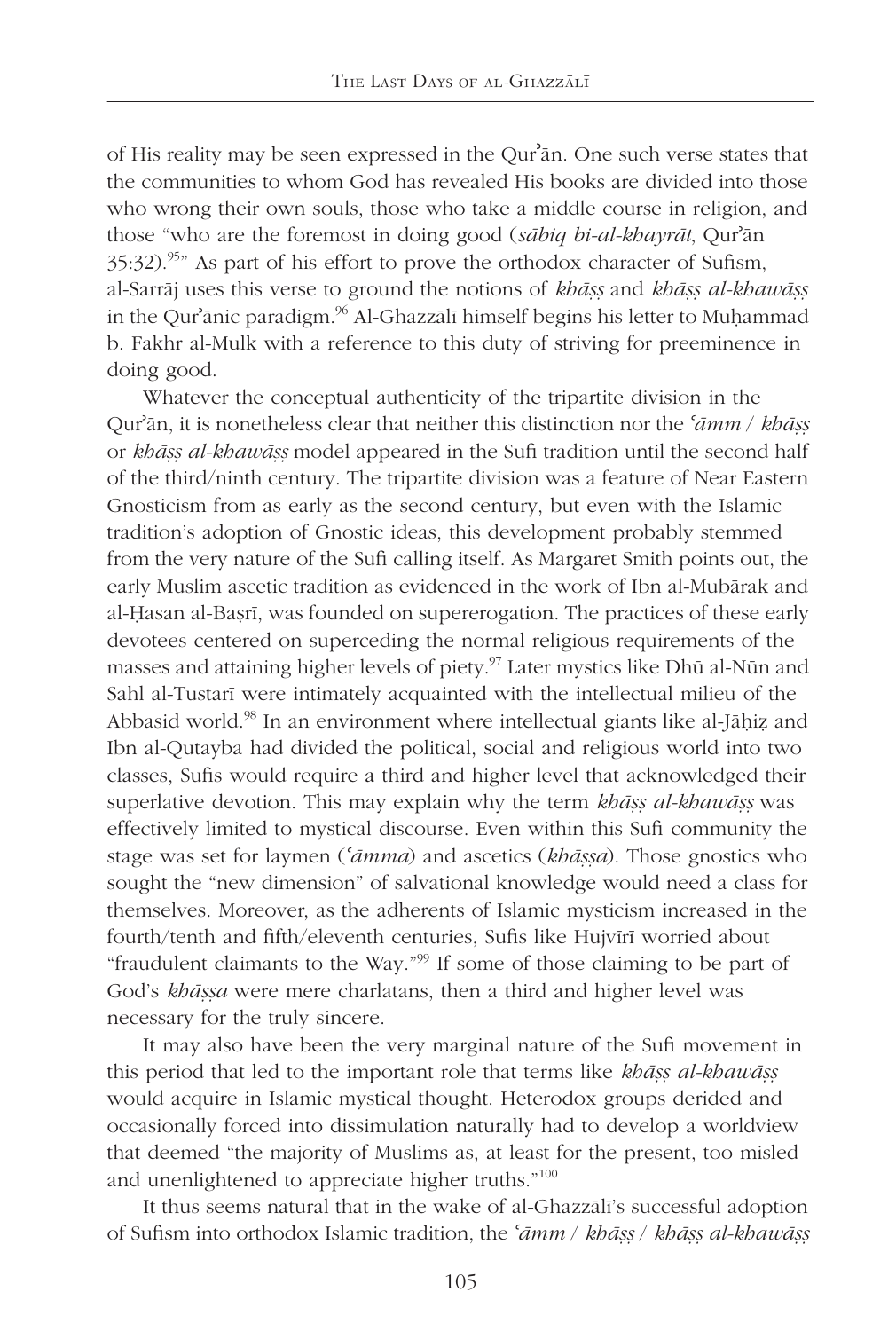of His reality may be seen expressed in the Qurʾān. One such verse states that the communities to whom God has revealed His books are divided into those who wrong their own souls, those who take a middle course in religion, and those "who are the foremost in doing good (*sābiq bi-al-khayrāt*, Qurʾān 35:32).[95]" As part of his effort to prove the orthodox character of Sufism, al-Sarrāj uses this verse to ground the notions of *khāṣṣ* and *khāṣṣ al-khawāṣṣ* in the Qurʾānic paradigm.[96] Al-Ghazzālī himself begins his letter to Muḥammad b. Fakhr al-Mulk with a reference to this duty of striving for preeminence in doing good.

Whatever the conceptual authenticity of the tripartite division in the Qurʾān, it is nonetheless clear that neither this distinction nor the *ʿāmm / khāṣṣ* or *khāṣṣ al-khawāṣṣ* model appeared in the Sufi tradition until the second half of the third/ninth century. The tripartite division was a feature of Near Eastern Gnosticism from as early as the second century, but even with the Islamic tradition's adoption of Gnostic ideas, this development probably stemmed from the very nature of the Sufi calling itself. As Margaret Smith points out, the early Muslim ascetic tradition as evidenced in the work of Ibn al-Mubārak and al-Ḥasan al-Baṣrī, was founded on supererogation. The practices of these early devotees centered on superceding the normal religious requirements of the masses and attaining higher levels of piety.[97] Later mystics like Dhū al-Nūn and Sahl al-Tustarī were intimately acquainted with the intellectual milieu of the Abbasid world.[98] In an environment where intellectual giants like al-Jāḥiẓ and Ibn al-Qutayba had divided the political, social and religious world into two classes, Sufis would require a third and higher level that acknowledged their superlative devotion. This may explain why the term *khāṣṣ al-khawāṣṣ* was effectively limited to mystical discourse. Even within this Sufi community the stage was set for laymen (*ʿāmma*) and ascetics (*khāṣṣa*). Those gnostics who sought the "new dimension" of salvational knowledge would need a class for themselves. Moreover, as the adherents of Islamic mysticism increased in the fourth/tenth and fifth/eleventh centuries, Sufis like Hujvīrī worried about "fraudulent claimants to the Way."[99] If some of those claiming to be part of God's *khāṣṣa* were mere charlatans, then a third and higher level was necessary for the truly sincere.

It may also have been the very marginal nature of the Sufi movement in this period that led to the important role that terms like *khāṣṣ al-khawāṣṣ* would acquire in Islamic mystical thought. Heterodox groups derided and occasionally forced into dissimulation naturally had to develop a worldview that deemed "the majority of Muslims as, at least for the present, too misled and unenlightened to appreciate higher truths."[100]

It thus seems natural that in the wake of al-Ghazzālī's successful adoption of Sufism into orthodox Islamic tradition, the *ʿāmm / khāṣṣ / khāṣṣ al-khawāṣṣ*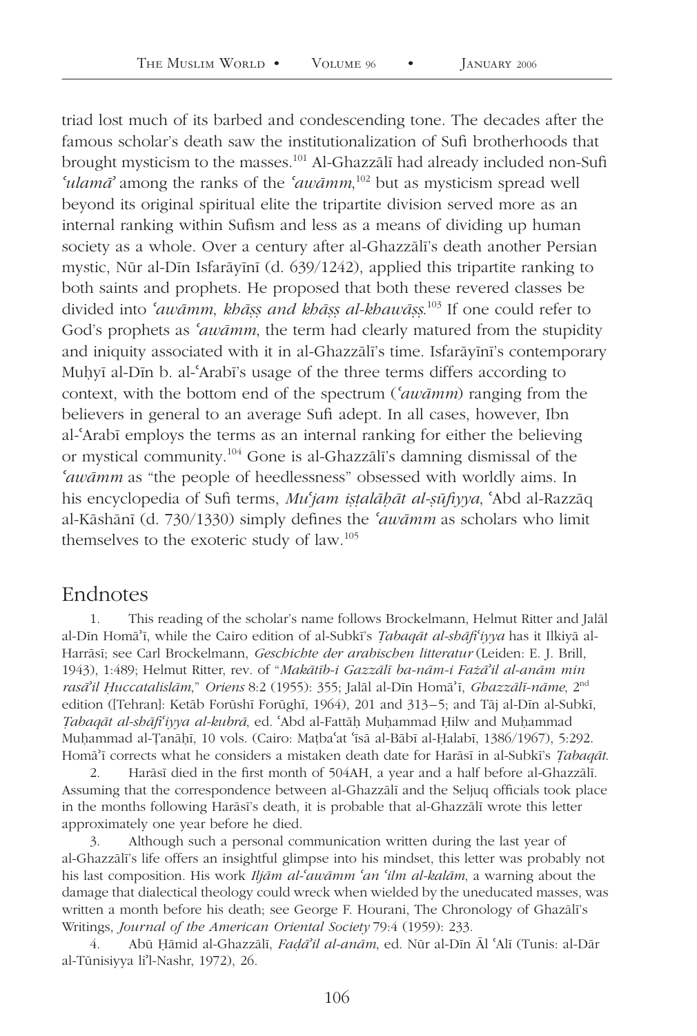triad lost much of its barbed and condescending tone. The decades after the famous scholar's death saw the institutionalization of Sufi brotherhoods that brought mysticism to the masses.[101] Al-Ghazzālī had already included non-Sufi *ʿulamāʾ* among the ranks of the *ʿawāmm*,[102] but as mysticism spread well beyond its original spiritual elite the tripartite division served more as an internal ranking within Sufism and less as a means of dividing up human society as a whole. Over a century after al-Ghazzālī's death another Persian mystic, Nūr al-Dīn Isfarāyīnī (d. 639/1242), applied this tripartite ranking to both saints and prophets. He proposed that both these revered classes be divided into *ʿawāmm*, *khāṣṣ and khāṣṣ al-khawāṣṣ*.[103] If one could refer to God's prophets as *ʿawāmm*, the term had clearly matured from the stupidity and iniquity associated with it in al-Ghazzālī's time. Isfarāyīnī's contemporary Muḥyī al-Dīn b. al-ʿArabī's usage of the three terms differs according to context, with the bottom end of the spectrum (*ʿawāmm*) ranging from the believers in general to an average Sufi adept. In all cases, however, Ibn al-ʿArabī employs the terms as an internal ranking for either the believing or mystical community.[104] Gone is al-Ghazzālī's damning dismissal of the *ʿawāmm* as "the people of heedlessness" obsessed with worldly aims. In his encyclopedia of Sufi terms, *Muʿjam iṣṭalāḥāt al-ṣūfiyya*, ʿAbd al-Razzāq al-Kāshānī (d. 730/1330) simply defines the *ʿawāmm* as scholars who limit themselves to the exoteric study of law.[105]

## Endnotes

1. This reading of the scholar's name follows Brockelmann, Helmut Ritter and Jalāl al-Dīn Homāʾī, while the Cairo edition of al-Subkī's *Ṭabaqāt al-shāfiʿiyya* has it Ilkiyā al-Harrāsī; see Carl Brockelmann, *Geschichte der arabischen litteratur* (Leiden: E. J. Brill, 1943), 1:489; Helmut Ritter, rev. of "*Makātīb-i Gazzālī ba-nām-i Fażāʾil al-anām min rasāʾil Ḥuccatalislām*," *Oriens* 8:2 (1955): 355; Jalāl al-Dīn Homāʾī, *Ghazzālī-nāme*, 2nd edition ([Tehran]: Ketāb Forūshī Forūghī, 1964), 201 and 313–5; and Tāj al-Dīn al-Subkī, *Ṭabaqāt al-shāfiʿiyya al-kubrā*, ed. ʿAbd al-Fattāḥ Muḥammad Ḥilw and Muḥammad Muḥammad al-Ṭanāḥī, 10 vols. (Cairo: Maṭbaʿat ʿĪsā al-Bābī al-Ḥalabī, 1386/1967), 5:292. Homāʾī corrects what he considers a mistaken death date for Harāsī in al-Subkī's *Ṭabaqāt*.

2. Harāsī died in the first month of 504AH, a year and a half before al-Ghazzālī. Assuming that the correspondence between al-Ghazzālī and the Seljuq officials took place in the months following Harāsī's death, it is probable that al-Ghazzālī wrote this letter approximately one year before he died.

3. Although such a personal communication written during the last year of al-Ghazzālī's life offers an insightful glimpse into his mindset, this letter was probably not his last composition. His work *Iljām al-ʿawāmm ʿan ʿilm al-kalām*, a warning about the damage that dialectical theology could wreck when wielded by the uneducated masses, was written a month before his death; see George F. Hourani, The Chronology of Ghazālī's Writings, *Journal of the American Oriental Society* 79:4 (1959): 233.

4. Abū Ḥāmid al-Ghazzālī, *Faḍāʾil al-anām*, ed. Nūr al-Dīn Āl ʿAlī (Tunis: al-Dār al-Tūnisiyya liʾl-Nashr, 1972), 26.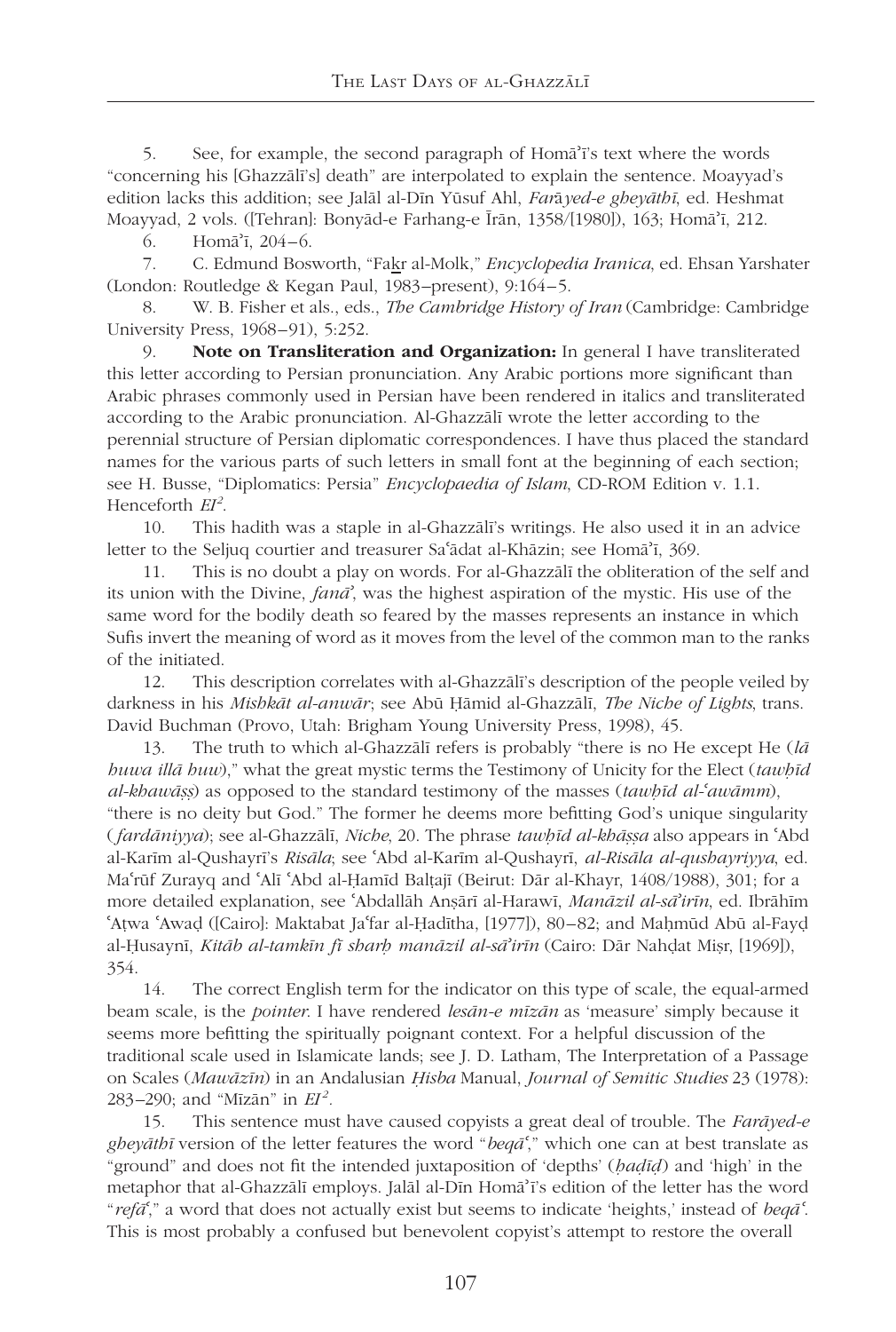5. See, for example, the second paragraph of Homāʾī's text where the words "concerning his [Ghazzālī's] death" are interpolated to explain the sentence. Moayyad's edition lacks this addition; see Jalāl al-Dīn Yūsuf Ahl, *Farāyed-e gheyāthī*, ed. Heshmat Moayyad, 2 vols. ([Tehran]: Bonyād-e Farhang-e Īrān, 1358/[1980]), 163; Homāʾī, 212.

6. Homāʾī, 204–6.

7. C. Edmund Bosworth, "Fak̲r al-Molk," *Encyclopedia Iranica*, ed. Ehsan Yarshater (London: Routledge & Kegan Paul, 1983–present), 9:164–5.

8. W. B. Fisher et als., eds., *The Cambridge History of Iran* (Cambridge: Cambridge University Press, 1968–91), 5:252.

9. **Note on Transliteration and Organization:** In general I have transliterated this letter according to Persian pronunciation. Any Arabic portions more significant than Arabic phrases commonly used in Persian have been rendered in italics and transliterated according to the Arabic pronunciation. Al-Ghazzālī wrote the letter according to the perennial structure of Persian diplomatic correspondences. I have thus placed the standard names for the various parts of such letters in small font at the beginning of each section; see H. Busse, "Diplomatics: Persia" *Encyclopaedia of Islam*, CD-ROM Edition v. 1.1. Henceforth *EI²*.

10. This hadith was a staple in al-Ghazzālī's writings. He also used it in an advice letter to the Seljuq courtier and treasurer Saʿādat al-Khāzin; see Homāʾī, 369.

11. This is no doubt a play on words. For al-Ghazzālī the obliteration of the self and its union with the Divine, *fanāʾ*, was the highest aspiration of the mystic. His use of the same word for the bodily death so feared by the masses represents an instance in which Sufis invert the meaning of word as it moves from the level of the common man to the ranks of the initiated.

12. This description correlates with al-Ghazzālī's description of the people veiled by darkness in his *Mishkāt al-anwār*; see Abū Ḥāmid al-Ghazzālī, *The Niche of Lights*, trans. David Buchman (Provo, Utah: Brigham Young University Press, 1998), 45.

13. The truth to which al-Ghazzālī refers is probably "there is no He except He (*lā huwa illā huw*)," what the great mystic terms the Testimony of Unicity for the Elect (*tawḥīd al-khawāṣṣ*) as opposed to the standard testimony of the masses (*tawḥīd al-ʿawāmm*), "there is no deity but God." The former he deems more befitting God's unique singularity (*fardāniyya*); see al-Ghazzālī, *Niche*, 20. The phrase *tawḥīd al-khāṣṣa* also appears in ʿAbd al-Karīm al-Qushayrī's *Risāla*; see ʿAbd al-Karīm al-Qushayrī, *al-Risāla al-qushayriyya*, ed. Maʿrūf Zurayq and ʿAlī ʿAbd al-Ḥamīd Balṭajī (Beirut: Dār al-Khayr, 1408/1988), 301; for a more detailed explanation, see ʿAbdallāh Anṣārī al-Harawī, *Manāzil al-sāʾirīn*, ed. Ibrāhīm ʿAṭwa ʿAwaḍ ([Cairo]: Maktabat Jaʿfar al-Ḥadītha, [1977]), 80–82; and Maḥmūd Abū al-Fayḍ al-Ḥusaynī, *Kitāb al-tamkīn fī sharḥ manāzil al-sāʾirīn* (Cairo: Dār Nahḍat Miṣr, [1969]), 354.

14. The correct English term for the indicator on this type of scale, the equal-armed beam scale, is the *pointer*. I have rendered *lesān-e mīzān* as 'measure' simply because it seems more befitting the spiritually poignant context. For a helpful discussion of the traditional scale used in Islamicate lands; see J. D. Latham, The Interpretation of a Passage on Scales (*Mawāzīn*) in an Andalusian *Ḥisba* Manual, *Journal of Semitic Studies* 23 (1978): 283–290; and "Mīzān" in *EI²*.

15. This sentence must have caused copyists a great deal of trouble. The *Farāyed-e gheyāthī* version of the letter features the word "*beqāʿ*," which one can at best translate as "ground" and does not fit the intended juxtaposition of 'depths' (*ḥaḍīḍ*) and 'high' in the metaphor that al-Ghazzālī employs. Jalāl al-Dīn Homāʾī's edition of the letter has the word "*refāʿ*," a word that does not actually exist but seems to indicate 'heights,' instead of *beqāʿ*. This is most probably a confused but benevolent copyist's attempt to restore the overall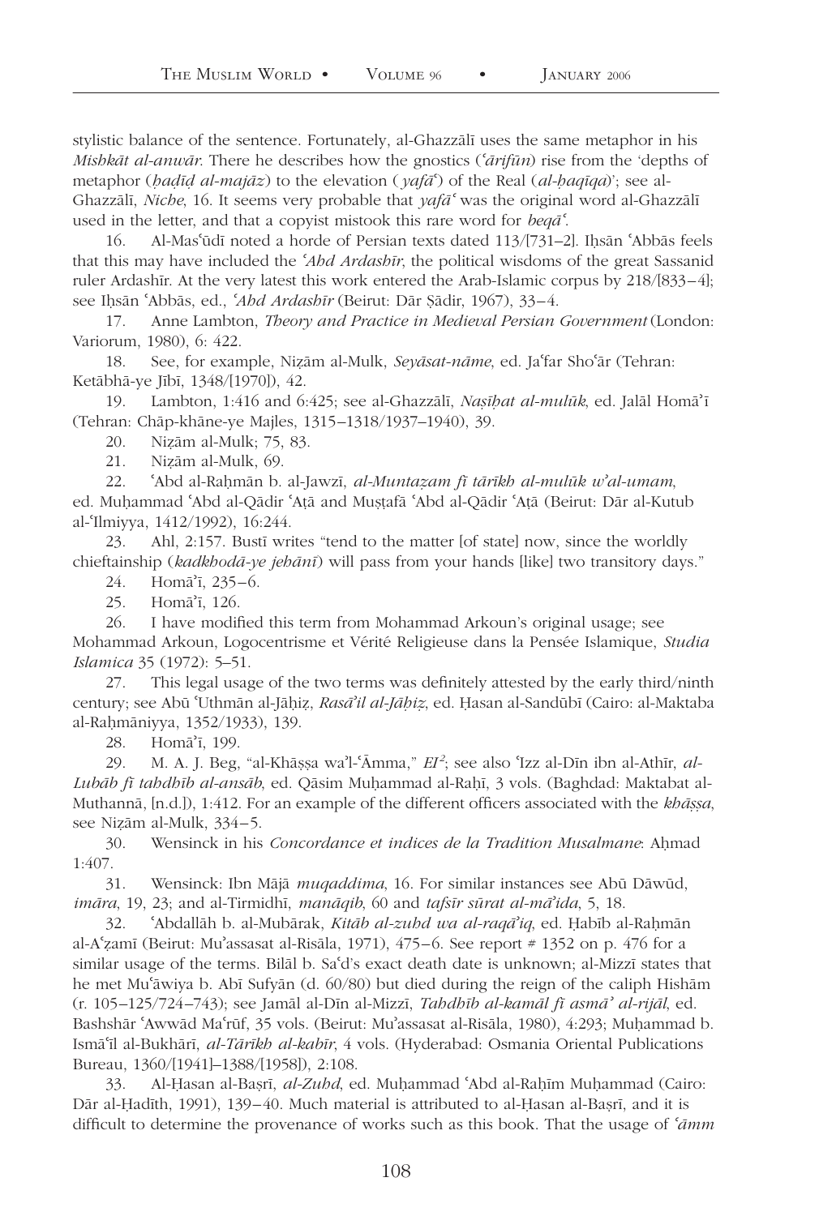stylistic balance of the sentence. Fortunately, al-Ghazzālī uses the same metaphor in his *Mishkāt al-anwār*. There he describes how the gnostics (*ʿārifūn*) rise from the 'depths of metaphor (*ḥaḍīḍ al-majāz*) to the elevation (*yafāʿ*) of the Real (*al-ḥaqīqa*)'; see al-Ghazzālī, *Niche*, 16. It seems very probable that *yafāʿ* was the original word al-Ghazzālī used in the letter, and that a copyist mistook this rare word for *beqāʿ*.

16. Al-Masʿūdī noted a horde of Persian texts dated 113/[731–2]. Iḥsān ʿAbbās feels that this may have included the *ʿAhd Ardashīr*, the political wisdoms of the great Sassanid ruler Ardashīr. At the very latest this work entered the Arab-Islamic corpus by 218/[833–4]; see Iḥsān ʿAbbās, ed., *ʿAhd Ardashīr* (Beirut: Dār Ṣādir, 1967), 33–4.

17. Anne Lambton, *Theory and Practice in Medieval Persian Government* (London: Variorum, 1980), 6: 422.

18. See, for example, Niẓām al-Mulk, *Seyāsat-nāme*, ed. Jaʿfar Shoʿār (Tehran: Ketābhā-ye Jībī, 1348/[1970]), 42.

19. Lambton, 1:416 and 6:425; see al-Ghazzālī, *Naṣīḥat al-mulūk*, ed. Jalāl Homāʾī (Tehran: Chāp-khāne-ye Majles, 1315–1318/1937–1940), 39.

20. Niẓām al-Mulk; 75, 83.

21. Niẓām al-Mulk, 69.

22. ʿAbd al-Raḥmān b. al-Jawzī, *al-Muntaẓam fī tārīkh al-mulūk w'al-umam*, ed. Muḥammad ʿAbd al-Qādir ʿAṭā and Muṣṭafā ʿAbd al-Qādir ʿAṭā (Beirut: Dār al-Kutub al-ʿIlmiyya, 1412/1992), 16:244.

23. Ahl, 2:157. Bustī writes "tend to the matter [of state] now, since the worldly chieftainship (*kadkhodā-ye jehānī*) will pass from your hands [like] two transitory days."

24. Homāʾī, 235–6.

25. Homāʾī, 126.

26. I have modified this term from Mohammad Arkoun's original usage; see Mohammad Arkoun, Logocentrisme et Vérité Religieuse dans la Pensée Islamique, *Studia Islamica* 35 (1972): 5–51.

27. This legal usage of the two terms was definitely attested by the early third/ninth century; see Abū ʿUthmān al-Jāḥiẓ, *Rasāʾil al-Jāḥiẓ*, ed. Ḥasan al-Sandūbī (Cairo: al-Maktaba al-Raḥmāniyya, 1352/1933), 139.

28. Homāʾī, 199.

29. M. A. J. Beg, "al-Khāṣṣa wa'l-ʿĀmma," *EI²*; see also ʿIzz al-Dīn ibn al-Athīr, *al-Lubāb fī tahdhīb al-ansāb*, ed. Qāsim Muḥammad al-Raḥī, 3 vols. (Baghdad: Maktabat al-Muthannā, [n.d.]), 1:412. For an example of the different officers associated with the *khāṣṣa*, see Niẓām al-Mulk, 334–5.

30. Wensinck in his *Concordance et indices de la Tradition Musalmane*: Aḥmad 1:407.

31. Wensinck: Ibn Mājā *muqaddima*, 16. For similar instances see Abū Dāwūd, *imāra*, 19, 23; and al-Tirmidhī, *manāqib*, 60 and *tafsīr sūrat al-māʾida*, 5, 18.

32. ʿAbdallāh b. al-Mubārak, *Kitāb al-zuhd wa al-raqāʾiq*, ed. Ḥabīb al-Raḥmān al-Aʿẓamī (Beirut: Muʾassasat al-Risāla, 1971), 475–6. See report # 1352 on p. 476 for a similar usage of the terms. Bilāl b. Saʿd's exact death date is unknown; al-Mizzī states that he met Muʿāwiya b. Abī Sufyān (d. 60/80) but died during the reign of the caliph Hishām (r. 105–125/724–743); see Jamāl al-Dīn al-Mizzī, *Tahdhīb al-kamāl fī asmāʾ al-rijāl*, ed. Bashshār ʿAwwād Maʿrūf, 35 vols. (Beirut: Muʾassasat al-Risāla, 1980), 4:293; Muḥammad b. Ismāʿīl al-Bukhārī, *al-Tārīkh al-kabīr*, 4 vols. (Hyderabad: Osmania Oriental Publications Bureau, 1360/[1941]–1388/[1958]), 2:108.

33. Al-Ḥasan al-Baṣrī, *al-Zuhd*, ed. Muḥammad ʿAbd al-Raḥīm Muḥammad (Cairo: Dār al-Ḥadīth, 1991), 139–40. Much material is attributed to al-Ḥasan al-Baṣrī, and it is difficult to determine the provenance of works such as this book. That the usage of *ʿāmm*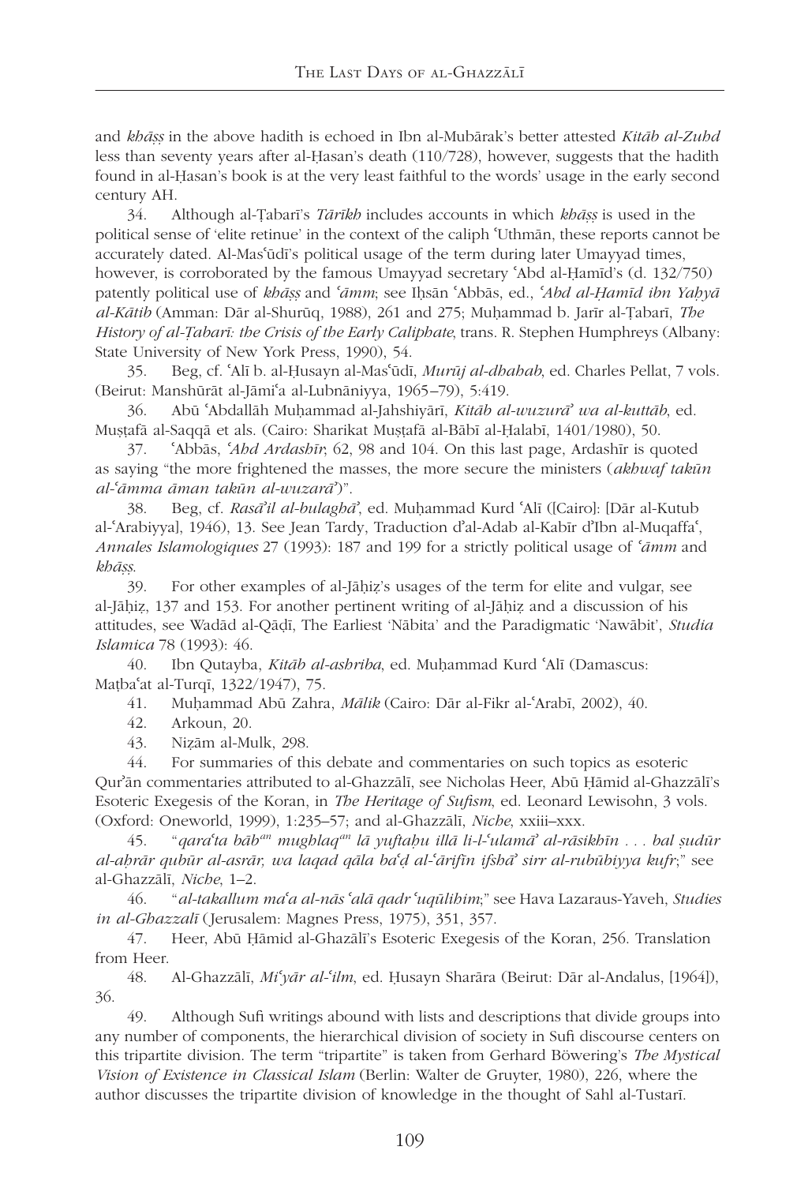and *khāṣṣ* in the above hadith is echoed in Ibn al-Mubārak's better attested *Kitāb al-Zuhd* less than seventy years after al-Ḥasan's death (110/728), however, suggests that the hadith found in al-Ḥasan's book is at the very least faithful to the words' usage in the early second century AH.

34. Although al-Ṭabarī's *Tārīkh* includes accounts in which *khāṣṣ* is used in the political sense of 'elite retinue' in the context of the caliph ʿUthmān, these reports cannot be accurately dated. Al-Masʿūdī's political usage of the term during later Umayyad times, however, is corroborated by the famous Umayyad secretary ʿAbd al-Ḥamīd's (d. 132/750) patently political use of *khāṣṣ* and *ʿāmm*; see Iḥsān ʿAbbās, ed., *ʿAbd al-Ḥamīd ibn Yaḥyā al-Kātib* (Amman: Dār al-Shurūq, 1988), 261 and 275; Muḥammad b. Jarīr al-Ṭabarī, *The History of al-Ṭabarī: the Crisis of the Early Caliphate*, trans. R. Stephen Humphreys (Albany: State University of New York Press, 1990), 54.

35. Beg, cf. ʿAlī b. al-Ḥusayn al-Masʿūdī, *Murūj al-dhahab*, ed. Charles Pellat, 7 vols. (Beirut: Manshūrāt al-Jāmiʿa al-Lubnāniyya, 1965–79), 5:419.

36. Abū ʿAbdallāh Muḥammad al-Jahshiyārī, *Kitāb al-wuzurāʾ wa al-kuttāb*, ed. Muṣṭafā al-Saqqā et als. (Cairo: Sharikat Muṣṭafā al-Bābī al-Ḥalabī, 1401/1980), 50.

37. ʿAbbās, *ʿAhd Ardashīr*, 62, 98 and 104. On this last page, Ardashīr is quoted as saying "the more frightened the masses, the more secure the ministers (*akhwaf takūn al-ʿāmma āman takūn al-wuzarāʾ*)".

38. Beg, cf. *Rasāʾil al-bulaghāʾ*, ed. Muḥammad Kurd ʿAlī ([Cairo]: [Dār al-Kutub al-ʿArabiyya], 1946), 13. See Jean Tardy, Traduction d'al-Adab al-Kabīr d'Ibn al-Muqaffaʿ, *Annales Islamologiques* 27 (1993): 187 and 199 for a strictly political usage of *ʿāmm* and *khāṣṣ*.

39. For other examples of al-Jāḥiẓ's usages of the term for elite and vulgar, see al-Jāḥiẓ, 137 and 153. For another pertinent writing of al-Jāḥiẓ and a discussion of his attitudes, see Wadād al-Qāḍī, The Earliest 'Nābita' and the Paradigmatic 'Nawābit', *Studia Islamica* 78 (1993): 46.

40. Ibn Qutayba, *Kitāb al-ashriba*, ed. Muḥammad Kurd ʿAlī (Damascus: Maṭbaʿat al-Turqī, 1322/1947), 75.

41. Muḥammad Abū Zahra, *Mālik* (Cairo: Dār al-Fikr al-ʿArabī, 2002), 40.

42. Arkoun, 20.

43. Niẓām al-Mulk, 298.

44. For summaries of this debate and commentaries on such topics as esoteric Qurʾān commentaries attributed to al-Ghazzālī, see Nicholas Heer, Abū Ḥāmid al-Ghazzālī's Esoteric Exegesis of the Koran, in *The Heritage of Sufism*, ed. Leonard Lewisohn, 3 vols. (Oxford: Oneworld, 1999), 1:235–57; and al-Ghazzālī, *Niche*, xxiii–xxx.

45. "*qaraʿta bābᵃⁿ mughlaqᵃⁿ lā yuftaḥu illā li-l-ʿulamāʾ al-rāsikhīn . . . bal ṣudūr al-aḥrār qubūr al-asrār, wa laqad qāla baʿḍ al-ʿārifīn ifshāʾ sirr al-rubūbiyya kufr*;" see al-Ghazzālī, *Niche*, 1–2.

46. "*al-takallum maʿa al-nās ʿalā qadr ʿuqūlihim*;" see Hava Lazaraus-Yaveh, *Studies in al-Ghazzalī* (Jerusalem: Magnes Press, 1975), 351, 357.

47. Heer, Abū Ḥāmid al-Ghazālī's Esoteric Exegesis of the Koran, 256. Translation from Heer.

48. Al-Ghazzālī, *Miʿyār al-ʿilm*, ed. Ḥusayn Sharāra (Beirut: Dār al-Andalus, [1964]), 36.

49. Although Sufi writings abound with lists and descriptions that divide groups into any number of components, the hierarchical division of society in Sufi discourse centers on this tripartite division. The term "tripartite" is taken from Gerhard Böwering's *The Mystical Vision of Existence in Classical Islam* (Berlin: Walter de Gruyter, 1980), 226, where the author discusses the tripartite division of knowledge in the thought of Sahl al-Tustarī.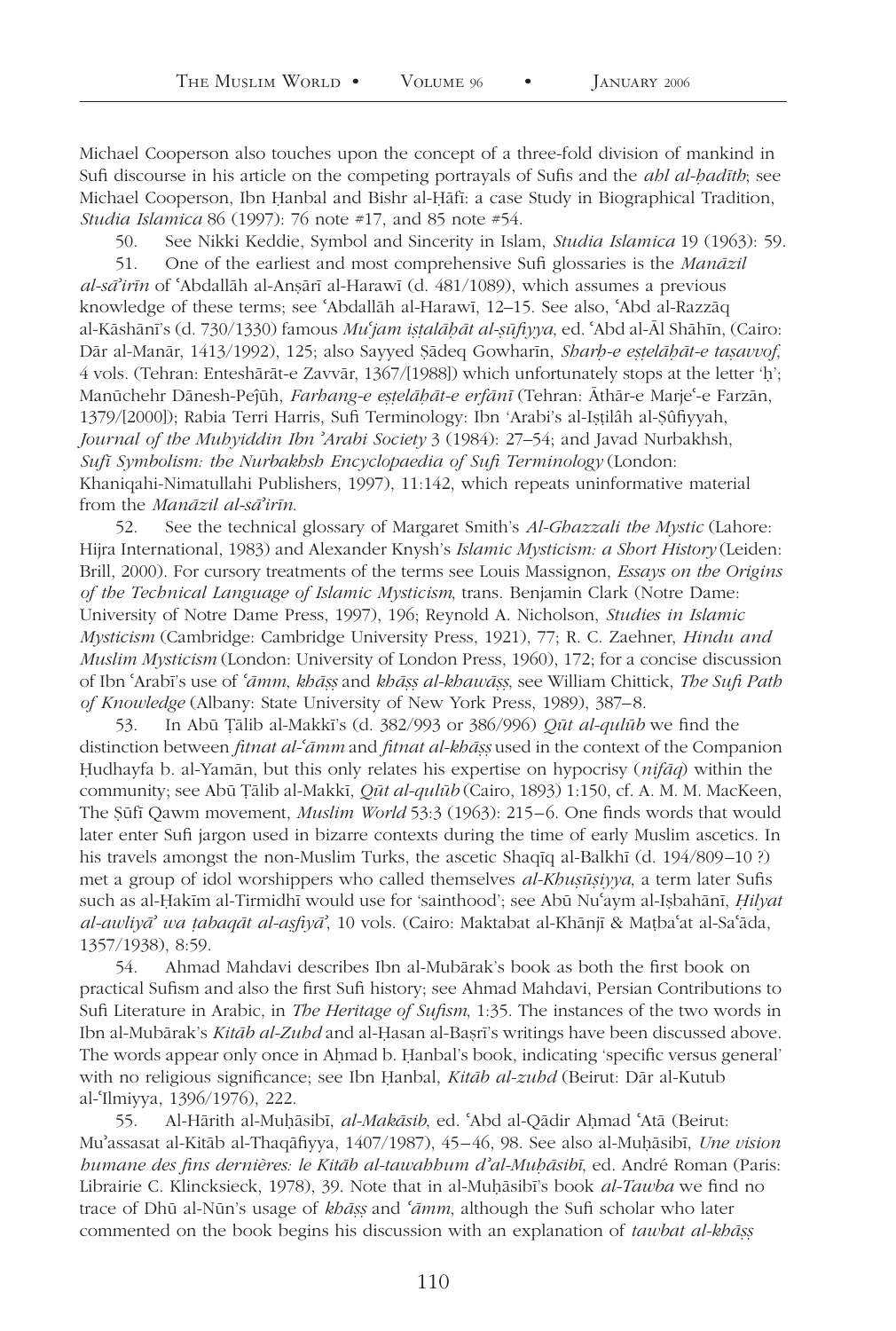Michael Cooperson also touches upon the concept of a three-fold division of mankind in Sufi discourse in his article on the competing portrayals of Sufis and the *ahl al-ḥadīth*; see Michael Cooperson, Ibn Ḥanbal and Bishr al-Ḥāfī: a case Study in Biographical Tradition, *Studia Islamica* 86 (1997): 76 note #17, and 85 note #54.

50. See Nikki Keddie, Symbol and Sincerity in Islam, *Studia Islamica* 19 (1963): 59.

51. One of the earliest and most comprehensive Sufi glossaries is the *Manāzil al-sā'irīn* of ʿAbdallāh al-Anṣārī al-Harawī (d. 481/1089), which assumes a previous knowledge of these terms; see ʿAbdallāh al-Harawī, 12–15. See also, ʿAbd al-Razzāq al-Kāshānī's (d. 730/1330) famous *Muʿjam iṣṭalāḥāt al-ṣūfiyya*, ed. ʿAbd al-Āl Shāhīn, (Cairo: Dār al-Manār, 1413/1992), 125; also Sayyed Ṣādeq Gowharīn, *Sharḥ-e eṣṭelāḥāt-e taṣavvof*, 4 vols. (Tehran: Enteshārāt-e Zavvār, 1367/[1988]) which unfortunately stops at the letter 'ḥ'; Manūchehr Dānesh-Peĵūh, *Farhang-e eṣṭelāḥāt-e erfānī* (Tehran: Āthār-e Marjeʿ-e Farzān, 1379/[2000]); Rabia Terri Harris, Sufi Terminology: Ibn 'Arabi's al-Iṣṭilâh al-Ṣûfiyyah, *Journal of the Muhyiddin Ibn 'Arabi Society* 3 (1984): 27–54; and Javad Nurbakhsh, *Sufi Symbolism: the Nurbakhsh Encyclopaedia of Sufi Terminology* (London: Khaniqahi-Nimatullahi Publishers, 1997), 11:142, which repeats uninformative material from the *Manāzil al-sā'irīn*.

52. See the technical glossary of Margaret Smith's *Al-Ghazzali the Mystic* (Lahore: Hijra International, 1983) and Alexander Knysh's *Islamic Mysticism: a Short History* (Leiden: Brill, 2000). For cursory treatments of the terms see Louis Massignon, *Essays on the Origins of the Technical Language of Islamic Mysticism*, trans. Benjamin Clark (Notre Dame: University of Notre Dame Press, 1997), 196; Reynold A. Nicholson, *Studies in Islamic Mysticism* (Cambridge: Cambridge University Press, 1921), 77; R. C. Zaehner, *Hindu and Muslim Mysticism* (London: University of London Press, 1960), 172; for a concise discussion of Ibn ʿArabī's use of *ʿāmm*, *khāṣṣ* and *khāṣṣ al-khawāṣṣ*, see William Chittick, *The Sufi Path of Knowledge* (Albany: State University of New York Press, 1989), 387–8.

53. In Abū Ṭālib al-Makkī's (d. 382/993 or 386/996) *Qūt al-qulūb* we find the distinction between *fitnat al-ʿāmm* and *fitnat al-khāṣṣ* used in the context of the Companion Ḥudhayfa b. al-Yamān, but this only relates his expertise on hypocrisy (*nifāq*) within the community; see Abū Ṭālib al-Makkī, *Qūt al-qulūb* (Cairo, 1893) 1:150, cf. A. M. M. MacKeen, The Ṣūfī Qawm movement, *Muslim World* 53:3 (1963): 215–6. One finds words that would later enter Sufi jargon used in bizarre contexts during the time of early Muslim ascetics. In his travels amongst the non-Muslim Turks, the ascetic Shaqīq al-Balkhī (d. 194/809–10 ?) met a group of idol worshippers who called themselves *al-Khuṣūṣiyya*, a term later Sufis such as al-Ḥakīm al-Tirmidhī would use for 'sainthood'; see Abū Nuʿaym al-Iṣbahānī, *Ḥilyat al-awliyā' wa ṭabaqāt al-aṣfiyā'*, 10 vols. (Cairo: Maktabat al-Khānjī & Maṭbaʿat al-Saʿāda, 1357/1938), 8:59.

54. Ahmad Mahdavi describes Ibn al-Mubārak's book as both the first book on practical Sufism and also the first Sufi history; see Ahmad Mahdavi, Persian Contributions to Sufi Literature in Arabic, in *The Heritage of Sufism*, 1:35. The instances of the two words in Ibn al-Mubārak's *Kitāb al-Zuhd* and al-Ḥasan al-Baṣrī's writings have been discussed above. The words appear only once in Aḥmad b. Ḥanbal's book, indicating 'specific versus general' with no religious significance; see Ibn Ḥanbal, *Kitāb al-zuhd* (Beirut: Dār al-Kutub al-ʿIlmiyya, 1396/1976), 222.

55. Al-Ḥārith al-Muḥāsibī, *al-Makāsib*, ed. ʿAbd al-Qādir Aḥmad ʿAtā (Beirut: Mu'assasat al-Kitāb al-Thaqāfiyya, 1407/1987), 45–46, 98. See also al-Muḥāsibī, *Une vision humane des fins dernières: le Kitāb al-tawahhum d'al-Muḥāsibī*, ed. André Roman (Paris: Librairie C. Klincksieck, 1978), 39. Note that in al-Muḥāsibī's book *al-Tawba* we find no trace of Dhū al-Nūn's usage of *khāṣṣ* and *ʿāmm*, although the Sufi scholar who later commented on the book begins his discussion with an explanation of *tawbat al-khāṣṣ*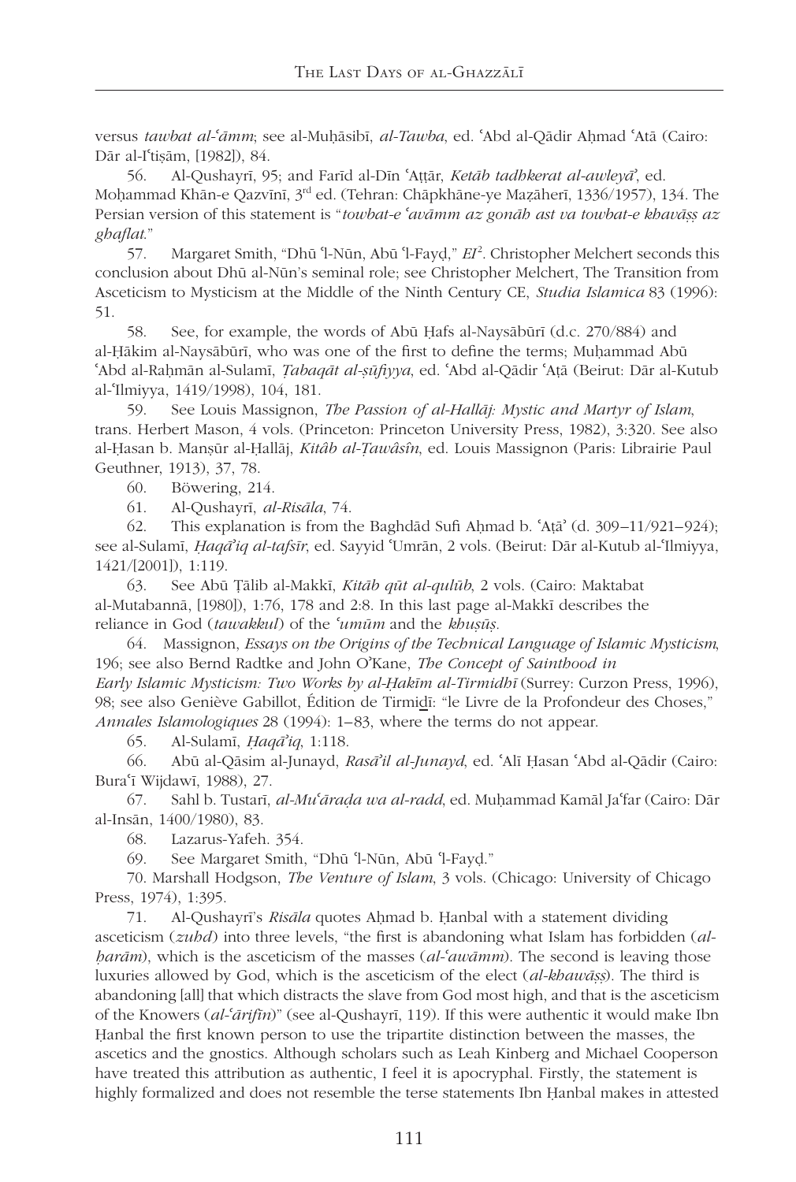versus *tawbat al-ʿāmm*; see al-Muḥāsibī, *al-Tawba*, ed. ʿAbd al-Qādir Aḥmad ʿAtā (Cairo: Dār al-Iʿtiṣām, [1982]), 84.

56. Al-Qushayrī, 95; and Farīd al-Dīn ʿAṭṭār, *Ketāb tadhkerat al-awleyā'*, ed. Moḥammad Khān-e Qazvīnī, 3rd ed. (Tehran: Chāpkhāne-ye Maẓāherī, 1336/1957), 134. The Persian version of this statement is "*towbat-e ʿavāmm az gonāh ast va towbat-e khavāṣṣ az ghaflat.*"

57. Margaret Smith, "Dhū ʾl-Nūn, Abū ʾl-Fayḍ," *EI*². Christopher Melchert seconds this conclusion about Dhū al-Nūn's seminal role; see Christopher Melchert, The Transition from Asceticism to Mysticism at the Middle of the Ninth Century CE, *Studia Islamica* 83 (1996): 51.

58. See, for example, the words of Abū Ḥafs al-Naysābūrī (d.c. 270/884) and al-Ḥākim al-Naysābūrī, who was one of the first to define the terms; Muḥammad Abū ʿAbd al-Raḥmān al-Sulamī, *Ṭabaqāt al-ṣūfiyya*, ed. ʿAbd al-Qādir ʿAṭā (Beirut: Dār al-Kutub al-ʿIlmiyya, 1419/1998), 104, 181.

59. See Louis Massignon, *The Passion of al-Hallāj: Mystic and Martyr of Islam*, trans. Herbert Mason, 4 vols. (Princeton: Princeton University Press, 1982), 3:320. See also al-Ḥasan b. Manṣūr al-Ḥallāj, *Kitâb al-Ṭawâsîn*, ed. Louis Massignon (Paris: Librairie Paul Geuthner, 1913), 37, 78.

60. Böwering, 214.

61. Al-Qushayrī, *al-Risāla*, 74.

62. This explanation is from the Baghdād Sufi Aḥmad b. ʿAṭā' (d. 309–11/921–924); see al-Sulamī, *Ḥaqā'iq al-tafsīr*, ed. Sayyid ʿUmrān, 2 vols. (Beirut: Dār al-Kutub al-ʿIlmiyya, 1421/[2001]), 1:119.

63. See Abū Ṭālib al-Makkī, *Kitāb qūt al-qulūb*, 2 vols. (Cairo: Maktabat al-Mutabannā, [1980]), 1:76, 178 and 2:8. In this last page al-Makkī describes the reliance in God (*tawakkul*) of the *ʿumūm* and the *khuṣūṣ.*

64. Massignon, *Essays on the Origins of the Technical Language of Islamic Mysticism*, 196; see also Bernd Radtke and John O'Kane, *The Concept of Sainthood in Early Islamic Mysticism: Two Works by al-Ḥakīm al-Tirmidhī* (Surrey: Curzon Press, 1996), 98; see also Genièva Gabillot, Édition de Tirmiḏ̱ī: "le Livre de la Profondeur des Choses," *Annales Islamologiques* 28 (1994): 1–83, where the terms do not appear.

65. Al-Sulamī, *Ḥaqā'iq*, 1:118.

66. Abū al-Qāsim al-Junayd, *Rasā'il al-Junayd*, ed. ʿAlī Ḥasan ʿAbd al-Qādir (Cairo: Buraʿī Wijdawī, 1988), 27.

67. Sahl b. Tustarī, *al-Muʿāraḍa wa al-radd*, ed. Muḥammad Kamāl Jaʿfar (Cairo: Dār al-Insān, 1400/1980), 83.

68. Lazarus-Yafeh. 354.

69. See Margaret Smith, "Dhū ʾl-Nūn, Abū ʾl-Fayḍ."

70. Marshall Hodgson, *The Venture of Islam*, 3 vols. (Chicago: University of Chicago Press, 1974), 1:395.

71. Al-Qushayrī's *Risāla* quotes Aḥmad b. Ḥanbal with a statement dividing asceticism (*zuhd*) into three levels, "the first is abandoning what Islam has forbidden (*al-ḥarām*), which is the asceticism of the masses (*al-ʿawāmm*). The second is leaving those luxuries allowed by God, which is the asceticism of the elect (*al-khawāṣṣ*). The third is abandoning [all] that which distracts the slave from God most high, and that is the asceticism of the Knowers (*al-ʿārifīn*)" (see al-Qushayrī, 119). If this were authentic it would make Ibn Ḥanbal the first known person to use the tripartite distinction between the masses, the ascetics and the gnostics. Although scholars such as Leah Kinberg and Michael Cooperson have treated this attribution as authentic, I feel it is apocryphal. Firstly, the statement is highly formalized and does not resemble the terse statements Ibn Ḥanbal makes in attested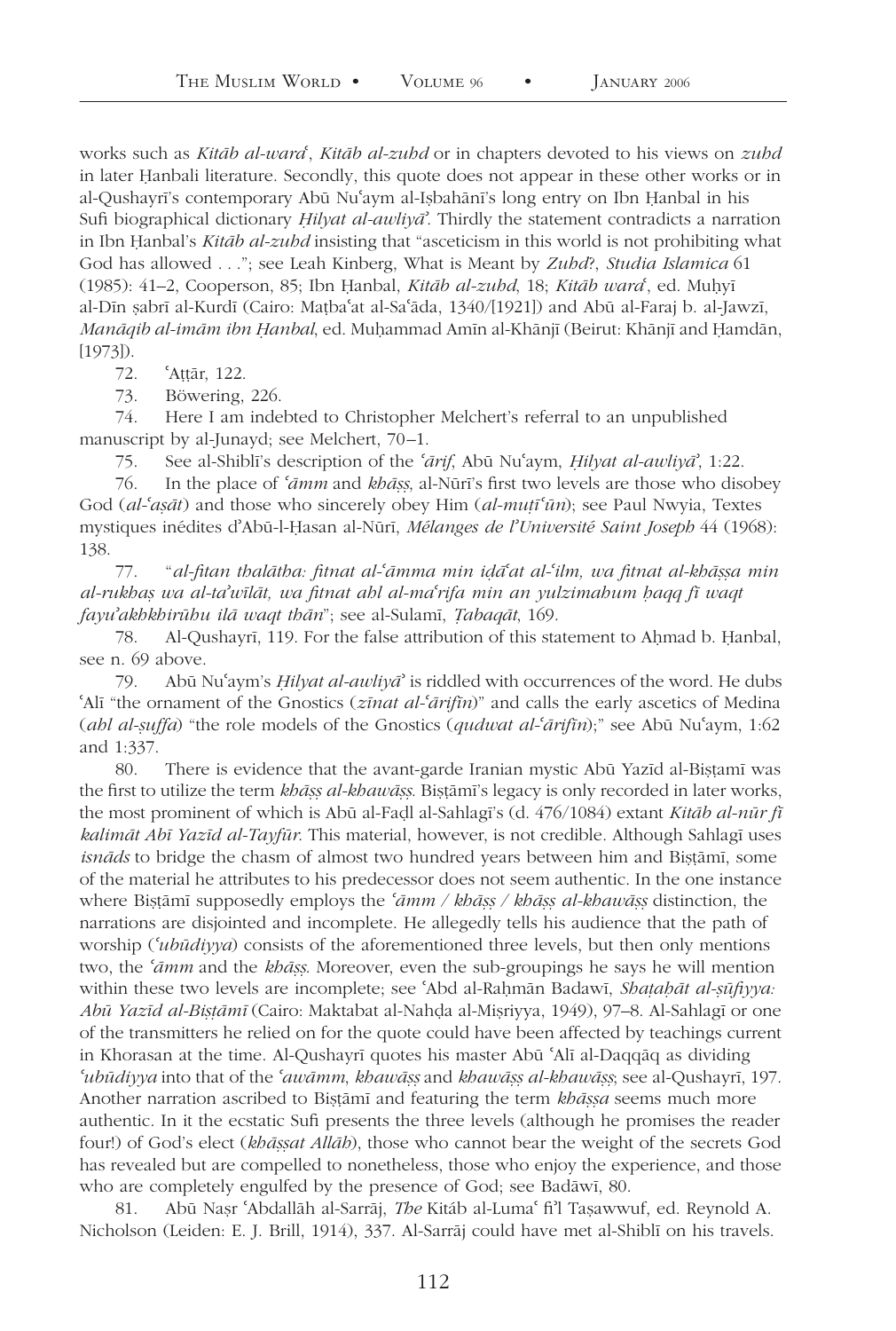works such as *Kitāb al-waraʿ*, *Kitāb al-zuhd* or in chapters devoted to his views on *zuhd* in later Ḥanbali literature. Secondly, this quote does not appear in these other works or in al-Qushayrī's contemporary Abū Nuʿaym al-Iṣbahānī's long entry on Ibn Ḥanbal in his Sufi biographical dictionary *Ḥilyat al-awliyāʾ*. Thirdly the statement contradicts a narration in Ibn Ḥanbal's *Kitāb al-zuhd* insisting that "asceticism in this world is not prohibiting what God has allowed . . ."; see Leah Kinberg, What is Meant by *Zuhd*?, *Studia Islamica* 61 (1985): 41–2, Cooperson, 85; Ibn Ḥanbal, *Kitāb al-zuhd*, 18; *Kitāb waraʿ*, ed. Muḥyī al-Dīn ṣabrī al-Kurdī (Cairo: Maṭbaʿat al-Saʿāda, 1340/[1921]) and Abū al-Faraj b. al-Jawzī, *Manāqib al-imām ibn Ḥanbal*, ed. Muḥammad Amīn al-Khānjī (Beirut: Khānjī and Ḥamdān, [1973]).

72. ʿAṭṭār, 122.

73. Böwering, 226.

74. Here I am indebted to Christopher Melchert's referral to an unpublished manuscript by al-Junayd; see Melchert, 70–1.

75. See al-Shiblī's description of the *ʿārif*, Abū Nuʿaym, *Ḥilyat al-awliyāʾ*, 1:22.

76. In the place of *ʿāmm* and *khāṣṣ*, al-Nūrī's first two levels are those who disobey God (*al-ʿaṣāt*) and those who sincerely obey Him (*al-muṭīʿūn*); see Paul Nwyia, Textes mystiques inédites d'Abū-l-Ḥasan al-Nūrī, *Mélanges de l'Université Saint Joseph* 44 (1968): 138.

77. "*al-fitan thalātha: fitnat al-ʿāmma min iḍāʿat al-ʿilm, wa fitnat al-khāṣṣa min al-rukhaṣ wa al-taʾwīlāt, wa fitnat ahl al-maʿrifa min an yulzimahum ḥaqq fī waqt fayuʾakhkhirūhu ilā waqt thān*"; see al-Sulamī, *Ṭabaqāt*, 169.

78. Al-Qushayrī, 119. For the false attribution of this statement to Aḥmad b. Ḥanbal, see n. 69 above.

79. Abū Nuʿaym's *Ḥilyat al-awliyāʾ* is riddled with occurrences of the word. He dubs ʿAlī "the ornament of the Gnostics (*zīnat al-ʿārifīn*)" and calls the early ascetics of Medina (*ahl al-ṣuffa*) "the role models of the Gnostics (*qudwat al-ʿārifīn*);" see Abū Nuʿaym, 1:62 and 1:337.

80. There is evidence that the avant-garde Iranian mystic Abū Yazīd al-Bisṭamī was the first to utilize the term *khāṣṣ al-khawāṣṣ*. Bisṭāmī's legacy is only recorded in later works, the most prominent of which is Abū al-Faḍl al-Sahlagī's (d. 476/1084) extant *Kitāb al-nūr fī kalimāt Abī Yazīd al-Tayfūr*. This material, however, is not credible. Although Sahlagī uses *isnāds* to bridge the chasm of almost two hundred years between him and Bisṭāmī, some of the material he attributes to his predecessor does not seem authentic. In the one instance where Bisṭāmī supposedly employs the *ʿāmm / khāṣṣ / khāṣṣ al-khawāṣṣ* distinction, the narrations are disjointed and incomplete. He allegedly tells his audience that the path of worship (*ʿubūdiyya*) consists of the aforementioned three levels, but then only mentions two, the *ʿāmm* and the *khāṣṣ*. Moreover, even the sub-groupings he says he will mention within these two levels are incomplete; see ʿAbd al-Raḥmān Badawī, *Shaṭaḥāt al-ṣūfiyya: Abū Yazīd al-Bisṭāmī* (Cairo: Maktabat al-Nahḍa al-Miṣriyya, 1949), 97–8. Al-Sahlagī or one of the transmitters he relied on for the quote could have been affected by teachings current in Khorasan at the time. Al-Qushayrī quotes his master Abū ʿAlī al-Daqqāq as dividing *ʿubūdiyya* into that of the *ʿawāmm*, *khawāṣṣ* and *khawāṣṣ al-khawāṣṣ*; see al-Qushayrī, 197. Another narration ascribed to Bisṭāmī and featuring the term *khāṣṣa* seems much more authentic. In it the ecstatic Sufi presents the three levels (although he promises the reader four!) of God's elect (*khāṣṣat Allāh*), those who cannot bear the weight of the secrets God has revealed but are compelled to nonetheless, those who enjoy the experience, and those who are completely engulfed by the presence of God; see Badāwī, 80.

81. Abū Naṣr ʿAbdallāh al-Sarrāj, *The* Kitáb al-Lumaʿ fi'l Taṣawwuf, ed. Reynold A. Nicholson (Leiden: E. J. Brill, 1914), 337. Al-Sarrāj could have met al-Shiblī on his travels.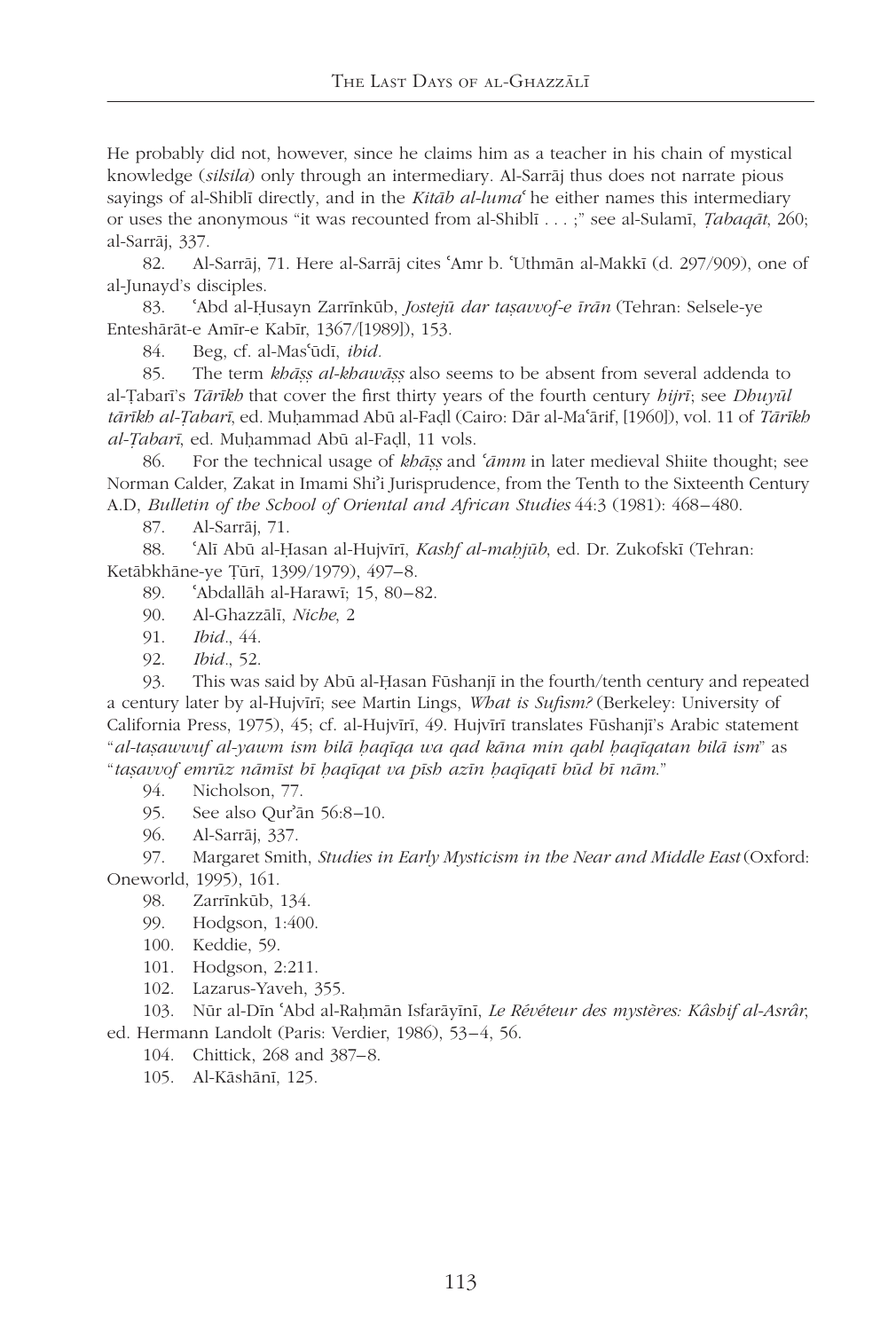He probably did not, however, since he claims him as a teacher in his chain of mystical knowledge (*silsila*) only through an intermediary. Al-Sarrāj thus does not narrate pious sayings of al-Shiblī directly, and in the *Kitāb al-lumaʿ* he either names this intermediary or uses the anonymous "it was recounted from al-Shiblī . . . ;" see al-Sulamī, *Ṭabaqāt*, 260; al-Sarrāj, 337.

82. Al-Sarrāj, 71. Here al-Sarrāj cites ʿAmr b. ʿUthmān al-Makkī (d. 297/909), one of al-Junayd's disciples.

83. ʿAbd al-Ḥusayn Zarrīnkūb, *Jostejū dar taṣavvof-e īrān* (Tehran: Selsele-ye Enteshārāt-e Amīr-e Kabīr, 1367/[1989]), 153.

84. Beg, cf. al-Masʿūdī, *ibid*.

85. The term *khāṣṣ al-khawāṣṣ* also seems to be absent from several addenda to al-Ṭabarī's *Tārīkh* that cover the first thirty years of the fourth century *hijrī*; see *Dhuyūl tārīkh al-Ṭabarī*, ed. Muḥammad Abū al-Faḍl (Cairo: Dār al-Maʿārif, [1960]), vol. 11 of *Tārīkh al-Ṭabarī*, ed. Muḥammad Abū al-Faḍl, 11 vols.

86. For the technical usage of *khāṣṣ* and *ʿāmm* in later medieval Shiite thought; see Norman Calder, Zakat in Imami Shiʾi Jurisprudence, from the Tenth to the Sixteenth Century A.D, *Bulletin of the School of Oriental and African Studies* 44:3 (1981): 468–480.

87. Al-Sarrāj, 71.

88. ʿAlī Abū al-Ḥasan al-Hujvīrī, *Kashf al-maḥjūb*, ed. Dr. Zukofskī (Tehran: Ketābkhāne-ye Ṭūrī, 1399/1979), 497–8.

89. ʿAbdallāh al-Harawī; 15, 80–82.

90. Al-Ghazzālī, *Niche*, 2

91. *Ibid*., 44.

92. *Ibid*., 52.

93. This was said by Abū al-Ḥasan Fūshanjī in the fourth/tenth century and repeated a century later by al-Hujvīrī; see Martin Lings, *What is Sufism?* (Berkeley: University of California Press, 1975), 45; cf. al-Hujvīrī, 49. Hujvīrī translates Fūshanjī's Arabic statement "*al-taṣawwuf al-yawm ism bilā ḥaqīqa wa qad kāna min qabl ḥaqīqatan bilā ism*" as "*taṣavvof emrūz nāmīst bī ḥaqīqat va pīsh azīn ḥaqīqatī būd bī nām.*"

94. Nicholson, 77.

95. See also Qurʾān 56:8–10.

96. Al-Sarrāj, 337.

97. Margaret Smith, *Studies in Early Mysticism in the Near and Middle East* (Oxford: Oneworld, 1995), 161.

98. Zarrīnkūb, 134.

99. Hodgson, 1:400.

100. Keddie, 59.

101. Hodgson, 2:211.

102. Lazarus-Yaveh, 355.

103. Nūr al-Dīn ʿAbd al-Raḥmān Isfarāyīnī, *Le Révéteur des mystères: Kâshif al-Asrâr*, ed. Hermann Landolt (Paris: Verdier, 1986), 53–4, 56.

104. Chittick, 268 and 387–8.

105. Al-Kāshānī, 125.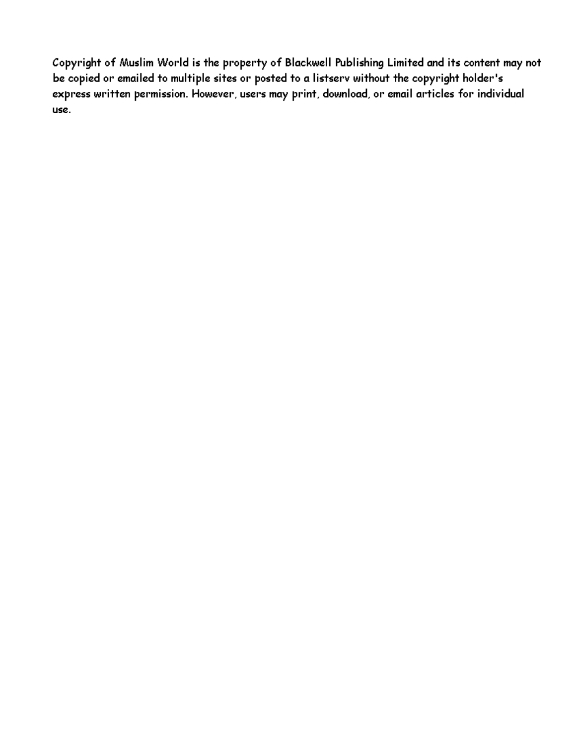Copyright of Muslim World is the property of Blackwell Publishing Limited and its content may not be copied or emailed to multiple sites or posted to a listserv without the copyright holder's express written permission. However, users may print, download, or email articles for individual use.